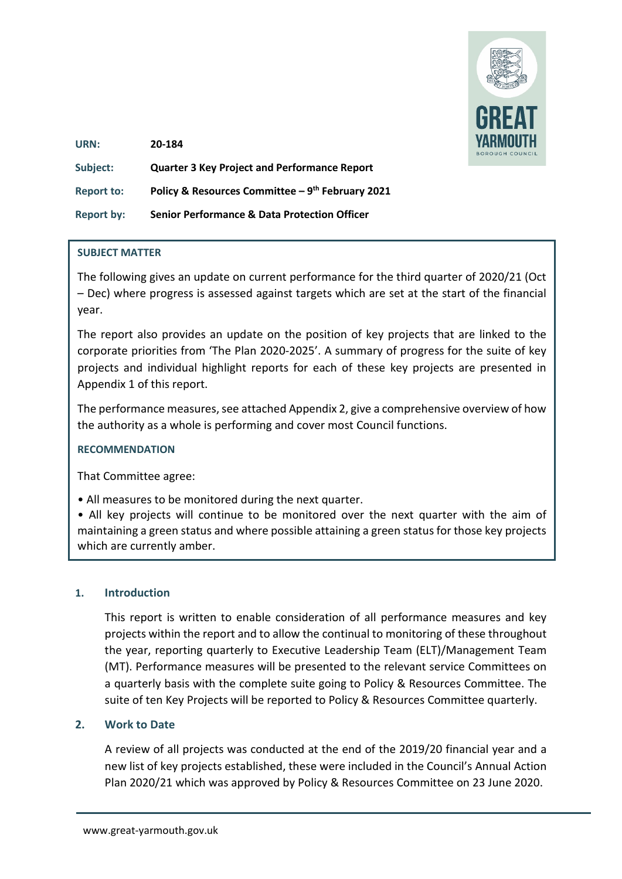**URN:** 20-184

**Subject:** Quarter 3 Key Project and Performance Report

**Report to:** Policy & Resources Committee – 9th February 2021

**Report by:** Senior Performance & Data Protection Officer

**SUBJECT MATTER**

The following gives an update on current performance for the third quarter of 2020/21 (Oct – Dec) where progress is assessed against targets which are set at the start of the financial year.

The report also provides an update on the position of key projects that are linked to the corporate priorities from 'The Plan 2020-2025'. A summary of progress for the suite of key projects and individual highlight reports for each of these key projects are presented in Appendix 1 of this report.

The performance measures, see attached Appendix 2, give a comprehensive overview of how the authority as a whole is performing and cover most Council functions.

**RECOMMENDATION**

That Committee agree:

- All measures to be monitored during the next quarter.
- All key projects will continue to be monitored over the next quarter with the aim of maintaining a green status and where possible attaining a green status for those key projects which are currently amber.

## 1. Introduction

This report is written to enable consideration of all performance measures and key projects within the report and to allow the continual to monitoring of these throughout the year, reporting quarterly to Executive Leadership Team (ELT)/Management Team (MT). Performance measures will be presented to the relevant service Committees on a quarterly basis with the complete suite going to Policy & Resources Committee. The suite of ten Key Projects will be reported to Policy & Resources Committee quarterly.

## 2. Work to Date

A review of all projects was conducted at the end of the 2019/20 financial year and a new list of key projects established, these were included in the Council's Annual Action Plan 2020/21 which was approved by Policy & Resources Committee on 23 June 2020.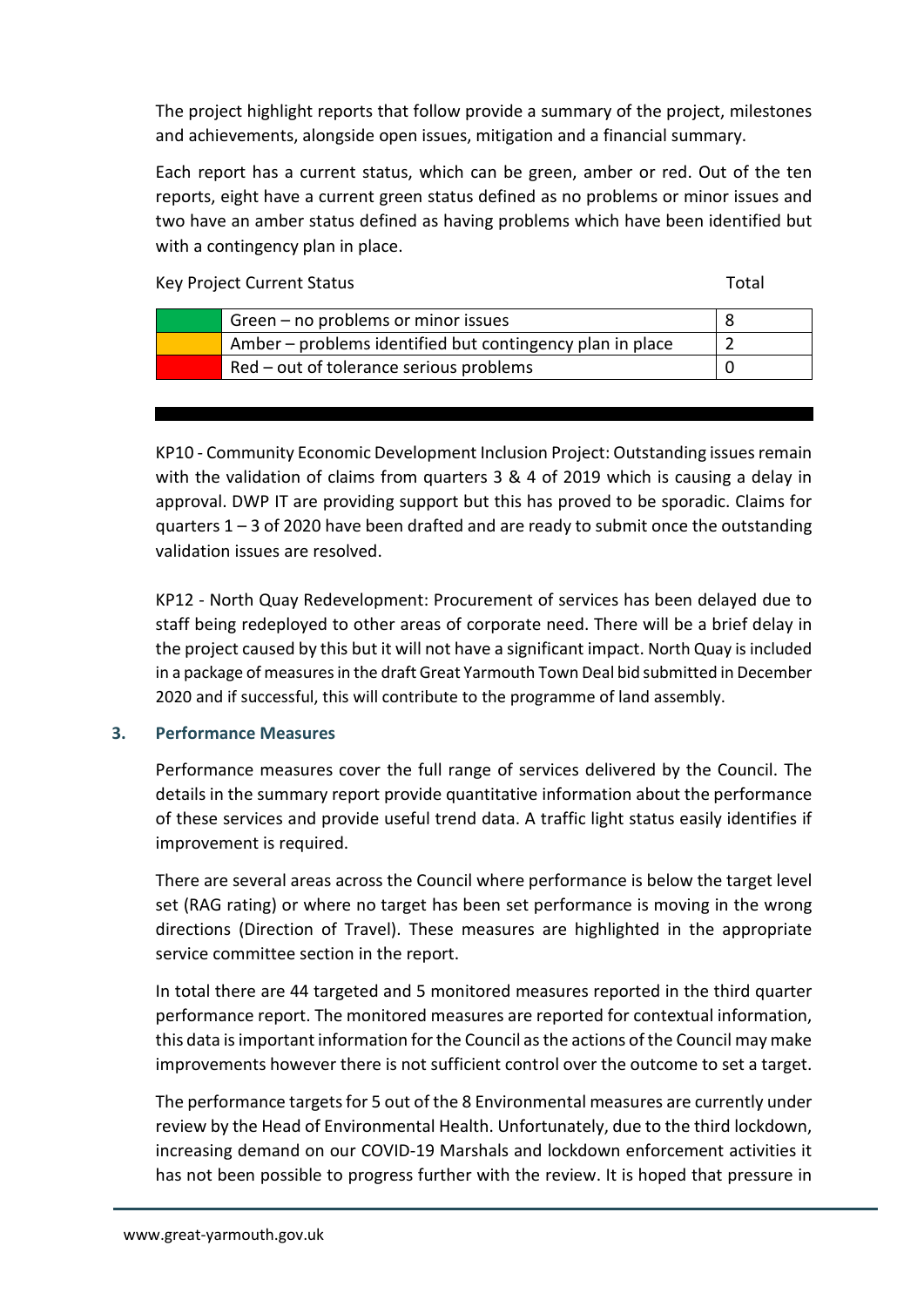The project highlight reports that follow provide a summary of the project, milestones and achievements, alongside open issues, mitigation and a financial summary.

Each report has a current status, which can be green, amber or red. Out of the ten reports, eight have a current green status defined as no problems or minor issues and two have an amber status defined as having problems which have been identified but with a contingency plan in place.

| Key Project Current Status | | Total |
|---|---|---|
| | Green – no problems or minor issues | 8 |
| | Amber – problems identified but contingency plan in place | 2 |
| | Red – out of tolerance serious problems | 0 |

KP10 - Community Economic Development Inclusion Project: Outstanding issues remain with the validation of claims from quarters 3 & 4 of 2019 which is causing a delay in approval. DWP IT are providing support but this has proved to be sporadic. Claims for quarters 1 – 3 of 2020 have been drafted and are ready to submit once the outstanding validation issues are resolved.

KP12 - North Quay Redevelopment: Procurement of services has been delayed due to staff being redeployed to other areas of corporate need. There will be a brief delay in the project caused by this but it will not have a significant impact. North Quay is included in a package of measures in the draft Great Yarmouth Town Deal bid submitted in December 2020 and if successful, this will contribute to the programme of land assembly.

### 3. Performance Measures

Performance measures cover the full range of services delivered by the Council. The details in the summary report provide quantitative information about the performance of these services and provide useful trend data. A traffic light status easily identifies if improvement is required.

There are several areas across the Council where performance is below the target level set (RAG rating) or where no target has been set performance is moving in the wrong directions (Direction of Travel). These measures are highlighted in the appropriate service committee section in the report.

In total there are 44 targeted and 5 monitored measures reported in the third quarter performance report. The monitored measures are reported for contextual information, this data is important information for the Council as the actions of the Council may make improvements however there is not sufficient control over the outcome to set a target.

The performance targets for 5 out of the 8 Environmental measures are currently under review by the Head of Environmental Health. Unfortunately, due to the third lockdown, increasing demand on our COVID-19 Marshals and lockdown enforcement activities it has not been possible to progress further with the review. It is hoped that pressure in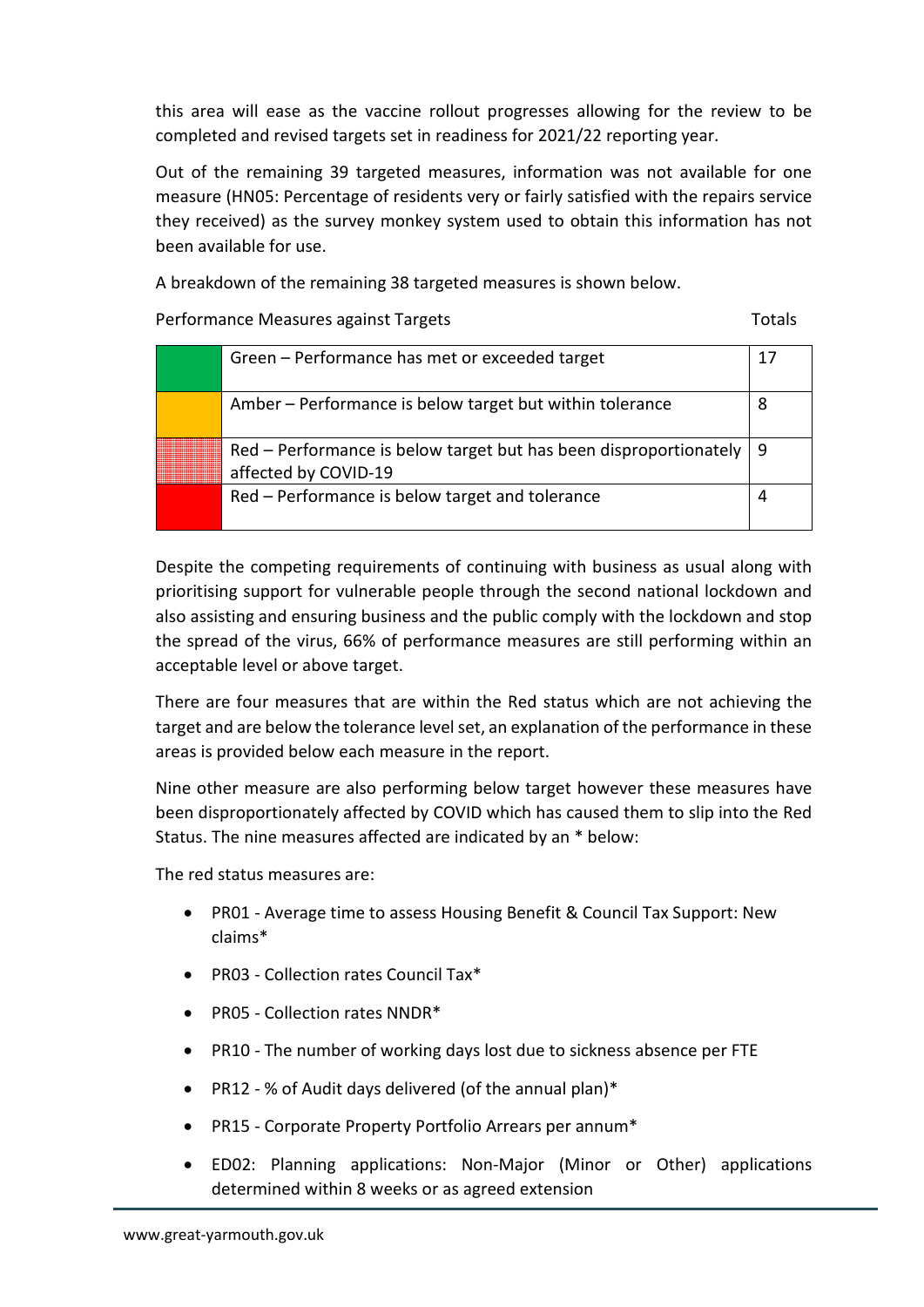this area will ease as the vaccine rollout progresses allowing for the review to be completed and revised targets set in readiness for 2021/22 reporting year.

Out of the remaining 39 targeted measures, information was not available for one measure (HN05: Percentage of residents very or fairly satisfied with the repairs service they received) as the survey monkey system used to obtain this information has not been available for use.

A breakdown of the remaining 38 targeted measures is shown below.

Performance Measures against Targets

| | | Totals |
|---|---|---|
| | Green – Performance has met or exceeded target | 17 |
| | Amber – Performance is below target but within tolerance | 8 |
| | Red – Performance is below target but has been disproportionately affected by COVID-19 | 9 |
| | Red – Performance is below target and tolerance | 4 |

Despite the competing requirements of continuing with business as usual along with prioritising support for vulnerable people through the second national lockdown and also assisting and ensuring business and the public comply with the lockdown and stop the spread of the virus, 66% of performance measures are still performing within an acceptable level or above target.

There are four measures that are within the Red status which are not achieving the target and are below the tolerance level set, an explanation of the performance in these areas is provided below each measure in the report.

Nine other measure are also performing below target however these measures have been disproportionately affected by COVID which has caused them to slip into the Red Status. The nine measures affected are indicated by an * below:

The red status measures are:

- PR01 - Average time to assess Housing Benefit & Council Tax Support: New claims*
- PR03 - Collection rates Council Tax*
- PR05 - Collection rates NNDR*
- PR10 - The number of working days lost due to sickness absence per FTE
- PR12 - % of Audit days delivered (of the annual plan)*
- PR15 - Corporate Property Portfolio Arrears per annum*
- ED02: Planning applications: Non-Major (Minor or Other) applications determined within 8 weeks or as agreed extension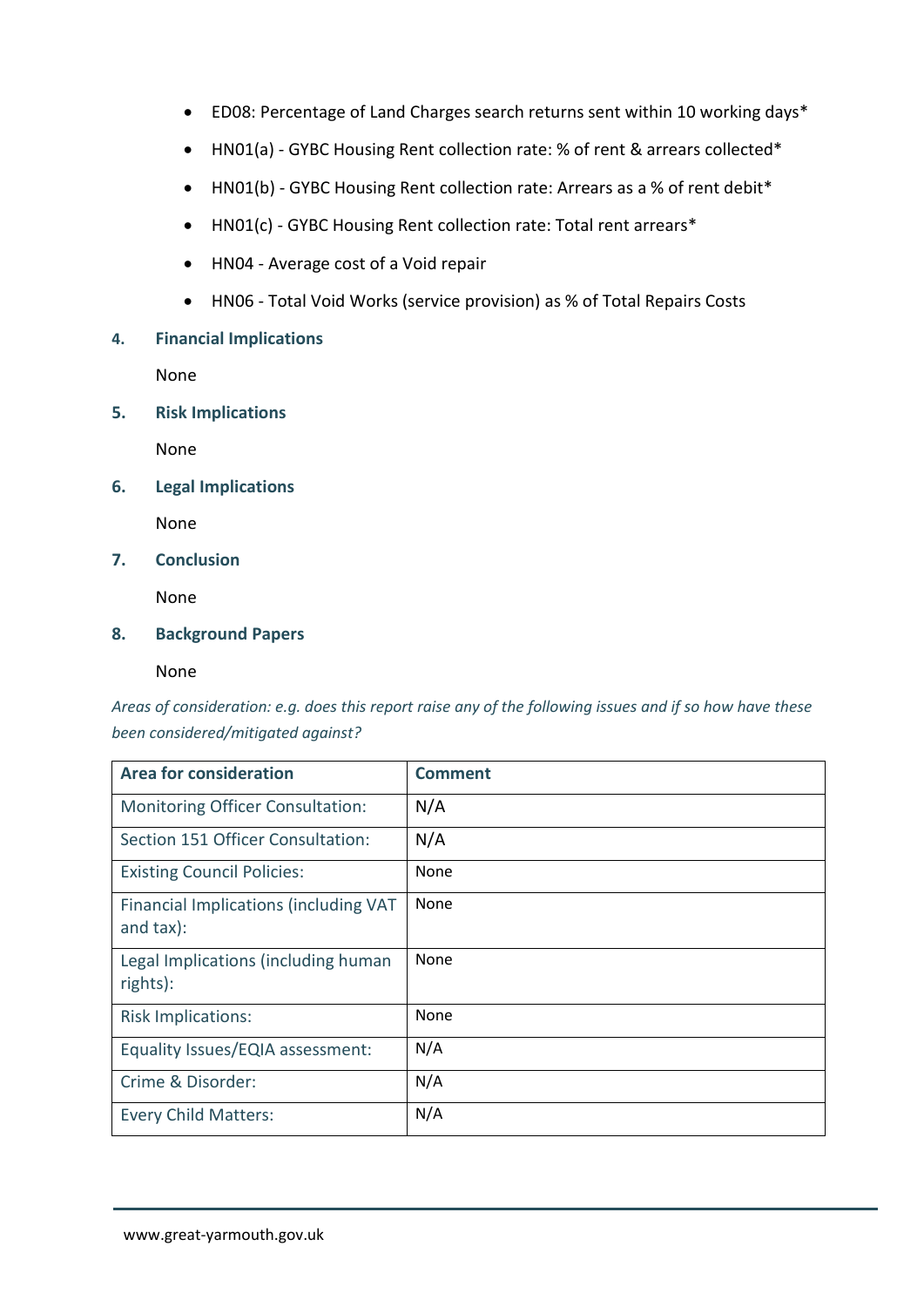- ED08: Percentage of Land Charges search returns sent within 10 working days*
- HN01(a) - GYBC Housing Rent collection rate: % of rent & arrears collected*
- HN01(b) - GYBC Housing Rent collection rate: Arrears as a % of rent debit*
- HN01(c) - GYBC Housing Rent collection rate: Total rent arrears*
- HN04 - Average cost of a Void repair
- HN06 - Total Void Works (service provision) as % of Total Repairs Costs

## 4. Financial Implications

None

## 5. Risk Implications

None

## 6. Legal Implications

None

## 7. Conclusion

None

## 8. Background Papers

None

*Areas of consideration: e.g. does this report raise any of the following issues and if so how have these been considered/mitigated against?*

| Area for consideration | Comment |
|---|---|
| Monitoring Officer Consultation: | N/A |
| Section 151 Officer Consultation: | N/A |
| Existing Council Policies: | None |
| Financial Implications (including VAT and tax): | None |
| Legal Implications (including human rights): | None |
| Risk Implications: | None |
| Equality Issues/EQIA assessment: | N/A |
| Crime & Disorder: | N/A |
| Every Child Matters: | N/A |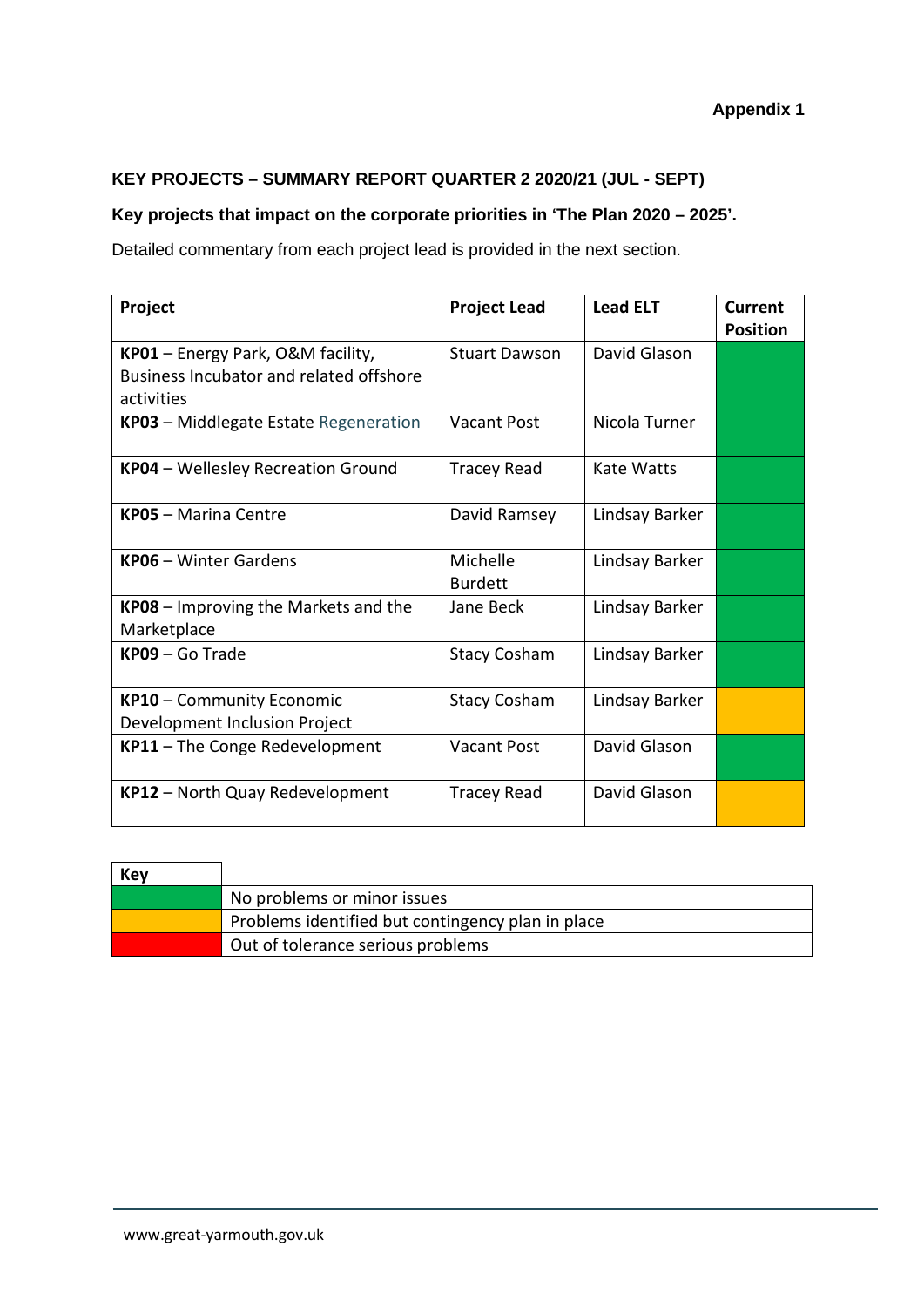**Appendix 1**

## KEY PROJECTS – SUMMARY REPORT QUARTER 2 2020/21 (JUL - SEPT)

### Key projects that impact on the corporate priorities in 'The Plan 2020 – 2025'.

Detailed commentary from each project lead is provided in the next section.

| Project | Project Lead | Lead ELT | Current Position |
|---|---|---|---|
| **KP01** – Energy Park, O&M facility, Business Incubator and related offshore activities | Stuart Dawson | David Glason | Green |
| **KP03** – Middlegate Estate Regeneration | Vacant Post | Nicola Turner | Green |
| **KP04** – Wellesley Recreation Ground | Tracey Read | Kate Watts | Green |
| **KP05** – Marina Centre | David Ramsey | Lindsay Barker | Green |
| **KP06** – Winter Gardens | Michelle Burdett | Lindsay Barker | Green |
| **KP08** – Improving the Markets and the Marketplace | Jane Beck | Lindsay Barker | Green |
| **KP09** – Go Trade | Stacy Cosham | Lindsay Barker | Green |
| **KP10** – Community Economic Development Inclusion Project | Stacy Cosham | Lindsay Barker | Amber |
| **KP11** – The Conge Redevelopment | Vacant Post | David Glason | Green |
| **KP12** – North Quay Redevelopment | Tracey Read | David Glason | Amber |

| Key | |
|---|---|
| Green | No problems or minor issues |
| Amber | Problems identified but contingency plan in place |
| Red | Out of tolerance serious problems |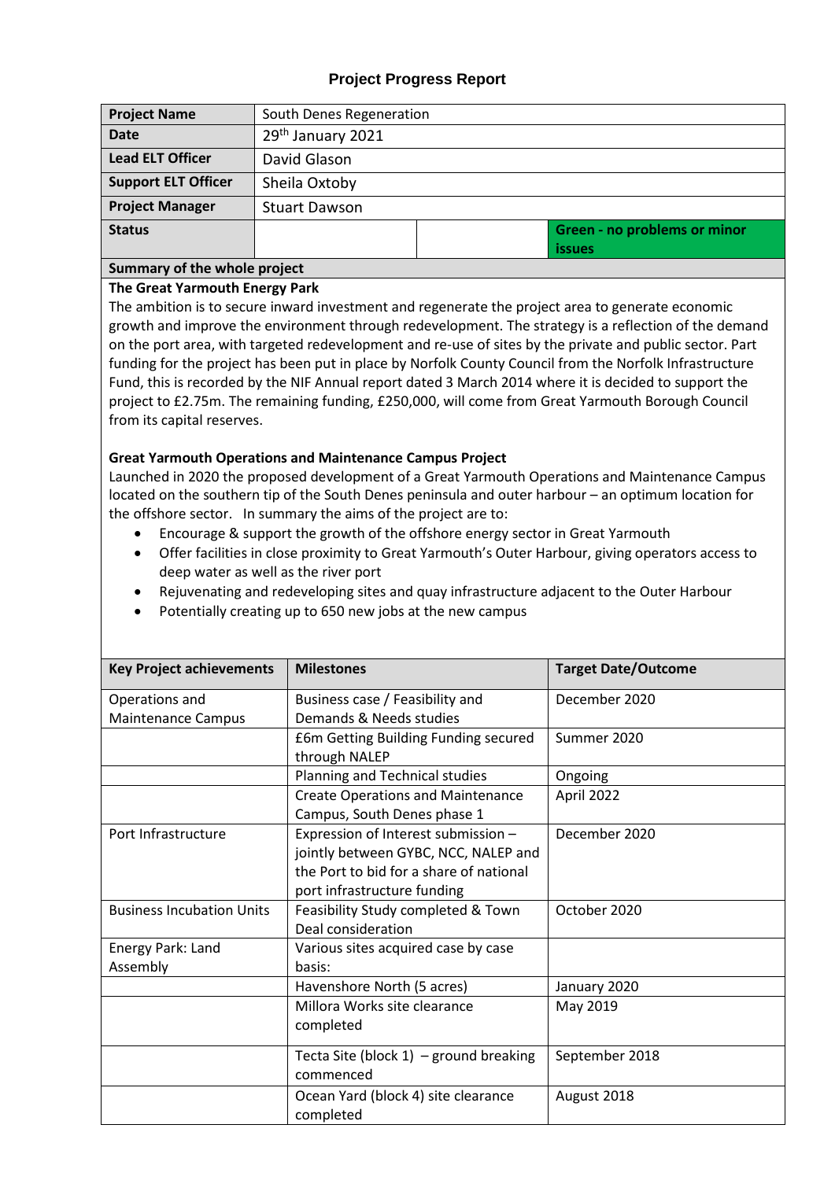## Project Progress Report

| Project Name | South Denes Regeneration | | |
|---|---|---|---|
| Date | 29th January 2021 | | |
| Lead ELT Officer | David Glason | | |
| Support ELT Officer | Sheila Oxtoby | | |
| Project Manager | Stuart Dawson | | |
| Status | | | Green - no problems or minor issues |

**Summary of the whole project**

**The Great Yarmouth Energy Park**

The ambition is to secure inward investment and regenerate the project area to generate economic growth and improve the environment through redevelopment. The strategy is a reflection of the demand on the port area, with targeted redevelopment and re-use of sites by the private and public sector. Part funding for the project has been put in place by Norfolk County Council from the Norfolk Infrastructure Fund, this is recorded by the NIF Annual report dated 3 March 2014 where it is decided to support the project to £2.75m. The remaining funding, £250,000, will come from Great Yarmouth Borough Council from its capital reserves.

**Great Yarmouth Operations and Maintenance Campus Project**

Launched in 2020 the proposed development of a Great Yarmouth Operations and Maintenance Campus located on the southern tip of the South Denes peninsula and outer harbour – an optimum location for the offshore sector. In summary the aims of the project are to:

- Encourage & support the growth of the offshore energy sector in Great Yarmouth
- Offer facilities in close proximity to Great Yarmouth's Outer Harbour, giving operators access to deep water as well as the river port
- Rejuvenating and redeveloping sites and quay infrastructure adjacent to the Outer Harbour
- Potentially creating up to 650 new jobs at the new campus

| Key Project achievements | Milestones | Target Date/Outcome |
|---|---|---|
| Operations and Maintenance Campus | Business case / Feasibility and Demands & Needs studies | December 2020 |
| | £6m Getting Building Funding secured through NALEP | Summer 2020 |
| | Planning and Technical studies | Ongoing |
| | Create Operations and Maintenance Campus, South Denes phase 1 | April 2022 |
| Port Infrastructure | Expression of Interest submission – jointly between GYBC, NCC, NALEP and the Port to bid for a share of national port infrastructure funding | December 2020 |
| Business Incubation Units | Feasibility Study completed & Town Deal consideration | October 2020 |
| Energy Park: Land Assembly | Various sites acquired case by case basis: | |
| | Havenshore North (5 acres) | January 2020 |
| | Millora Works site clearance completed | May 2019 |
| | Tecta Site (block 1) – ground breaking commenced | September 2018 |
| | Ocean Yard (block 4) site clearance completed | August 2018 |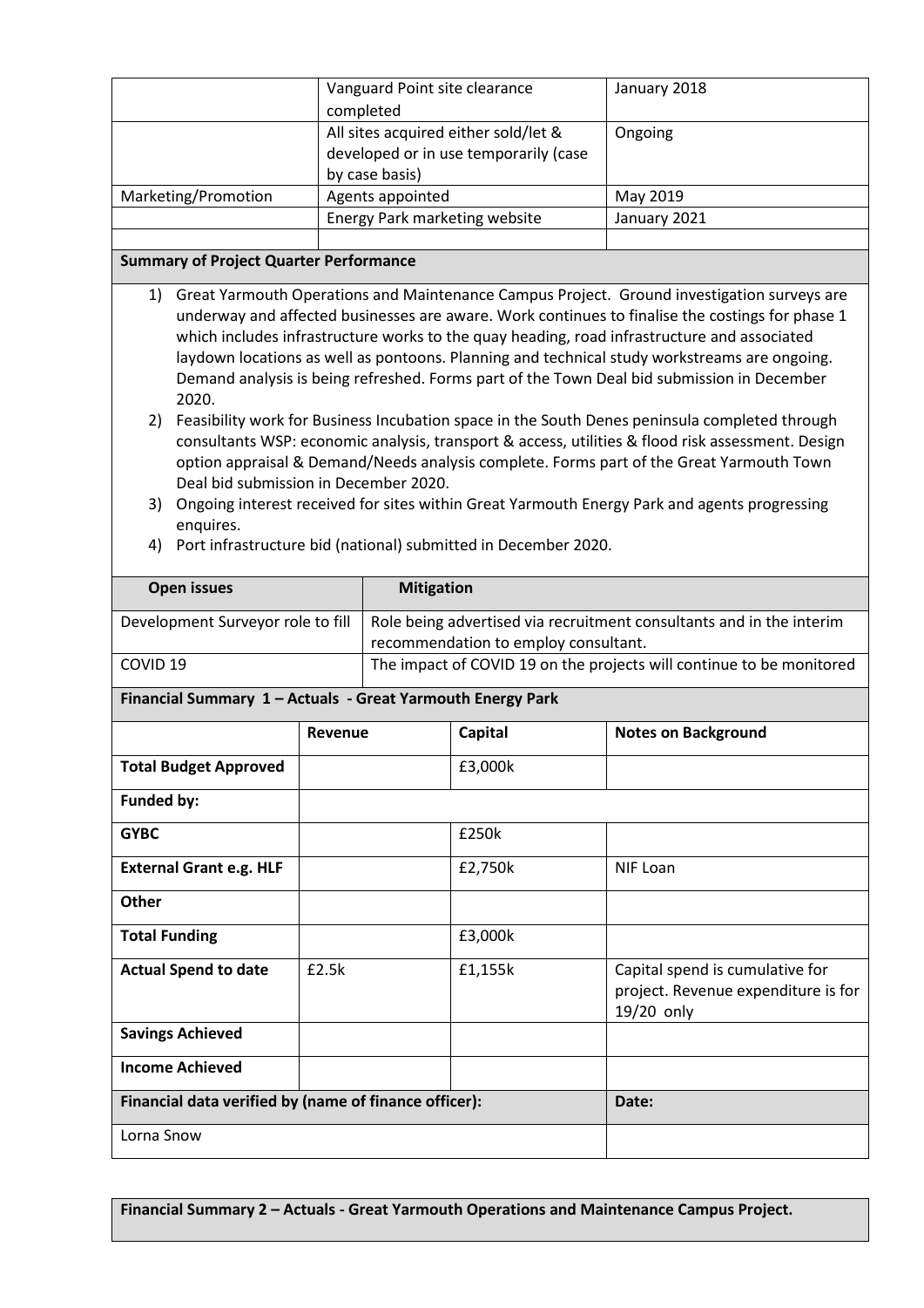| | | |
|---|---|---|
| | Vanguard Point site clearance completed | January 2018 |
| | All sites acquired either sold/let & developed or in use temporarily (case by case basis) | Ongoing |
| Marketing/Promotion | Agents appointed | May 2019 |
| | Energy Park marketing website | January 2021 |
| | | |

**Summary of Project Quarter Performance**

1) Great Yarmouth Operations and Maintenance Campus Project. Ground investigation surveys are underway and affected businesses are aware. Work continues to finalise the costings for phase 1 which includes infrastructure works to the quay heading, road infrastructure and associated laydown locations as well as pontoons. Planning and technical study workstreams are ongoing. Demand analysis is being refreshed. Forms part of the Town Deal bid submission in December 2020.
2) Feasibility work for Business Incubation space in the South Denes peninsula completed through consultants WSP: economic analysis, transport & access, utilities & flood risk assessment. Design option appraisal & Demand/Needs analysis complete. Forms part of the Great Yarmouth Town Deal bid submission in December 2020.
3) Ongoing interest received for sites within Great Yarmouth Energy Park and agents progressing enquires.
4) Port infrastructure bid (national) submitted in December 2020.

| Open issues | Mitigation |
|---|---|
| Development Surveyor role to fill | Role being advertised via recruitment consultants and in the interim recommendation to employ consultant. |
| COVID 19 | The impact of COVID 19 on the projects will continue to be monitored |

**Financial Summary 1 – Actuals - Great Yarmouth Energy Park**

| | Revenue | Capital | Notes on Background |
|---|---|---|---|
| **Total Budget Approved** | | £3,000k | |
| **Funded by:** | | | |
| **GYBC** | | £250k | |
| **External Grant e.g. HLF** | | £2,750k | NIF Loan |
| **Other** | | | |
| **Total Funding** | | £3,000k | |
| **Actual Spend to date** | £2.5k | £1,155k | Capital spend is cumulative for project. Revenue expenditure is for 19/20 only |
| **Savings Achieved** | | | |
| **Income Achieved** | | | |
| **Financial data verified by (name of finance officer):** | | | **Date:** |
| Lorna Snow | | | |

**Financial Summary 2 – Actuals - Great Yarmouth Operations and Maintenance Campus Project.**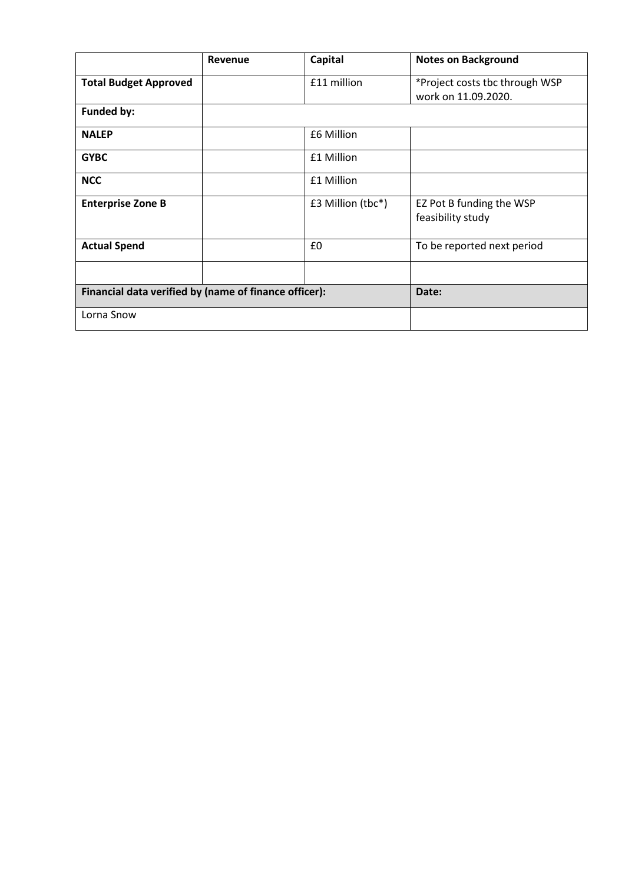| | Revenue | Capital | Notes on Background |
|---|---|---|---|
| **Total Budget Approved** | | £11 million | *Project costs tbc through WSP work on 11.09.2020. |
| **Funded by:** | | | |
| **NALEP** | | £6 Million | |
| **GYBC** | | £1 Million | |
| **NCC** | | £1 Million | |
| **Enterprise Zone B** | | £3 Million (tbc*) | EZ Pot B funding the WSP feasibility study |
| **Actual Spend** | | £0 | To be reported next period |
| | | | |
| **Financial data verified by (name of finance officer):** | | | **Date:** |
| Lorna Snow | | | |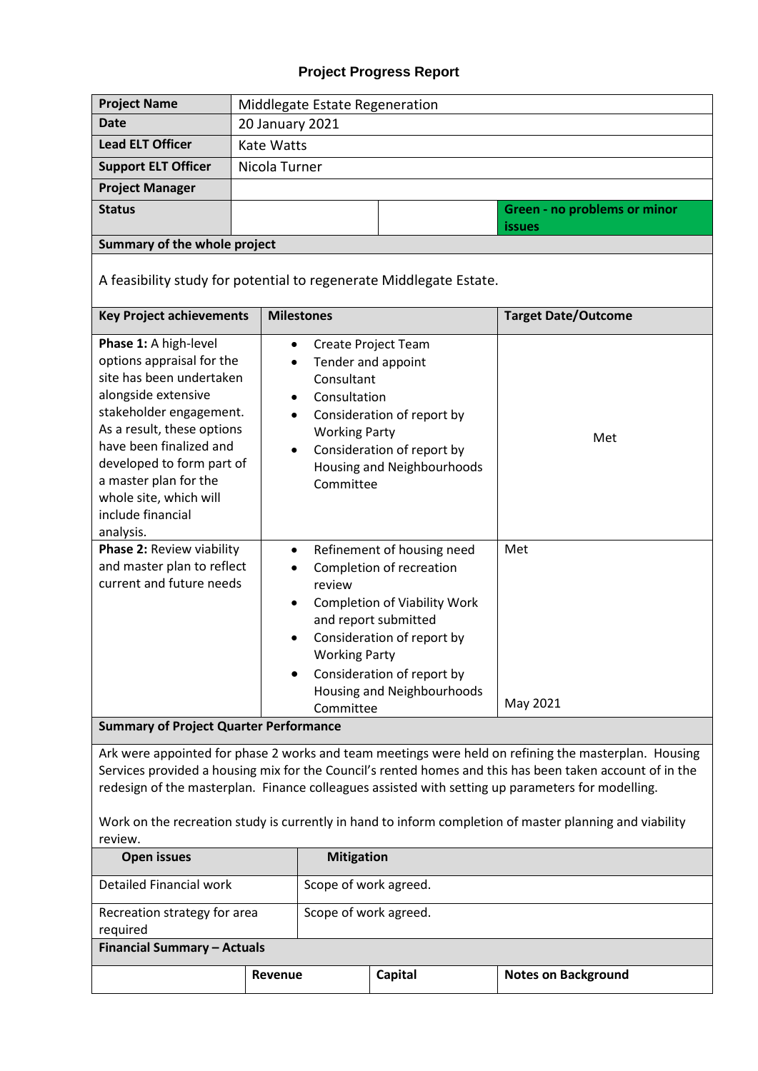## Project Progress Report

| | | | |
|---|---|---|---|
| **Project Name** | Middlegate Estate Regeneration | | |
| **Date** | 20 January 2021 | | |
| **Lead ELT Officer** | Kate Watts | | |
| **Support ELT Officer** | Nicola Turner | | |
| **Project Manager** | | | |
| **Status** | | | **Green - no problems or minor issues** |

**Summary of the whole project**

A feasibility study for potential to regenerate Middlegate Estate.

| Key Project achievements | Milestones | Target Date/Outcome |
|---|---|---|
| **Phase 1:** A high-level options appraisal for the site has been undertaken alongside extensive stakeholder engagement. As a result, these options have been finalized and developed to form part of a master plan for the whole site, which will include financial analysis. | • Create Project Team<br>• Tender and appoint Consultant<br>• Consultation<br>• Consideration of report by Working Party<br>• Consideration of report by Housing and Neighbourhoods Committee | Met |
| **Phase 2:** Review viability and master plan to reflect current and future needs | • Refinement of housing need<br>• Completion of recreation review<br>• Completion of Viability Work and report submitted<br>• Consideration of report by Working Party<br>• Consideration of report by Housing and Neighbourhoods Committee | Met<br><br>May 2021 |

**Summary of Project Quarter Performance**

Ark were appointed for phase 2 works and team meetings were held on refining the masterplan. Housing Services provided a housing mix for the Council's rented homes and this has been taken account of in the redesign of the masterplan. Finance colleagues assisted with setting up parameters for modelling.

Work on the recreation study is currently in hand to inform completion of master planning and viability review.

| Open issues | Mitigation |
|---|---|
| Detailed Financial work | Scope of work agreed. |
| Recreation strategy for area required | Scope of work agreed. |

**Financial Summary – Actuals**

| | Revenue | Capital | Notes on Background |
|---|---|---|---|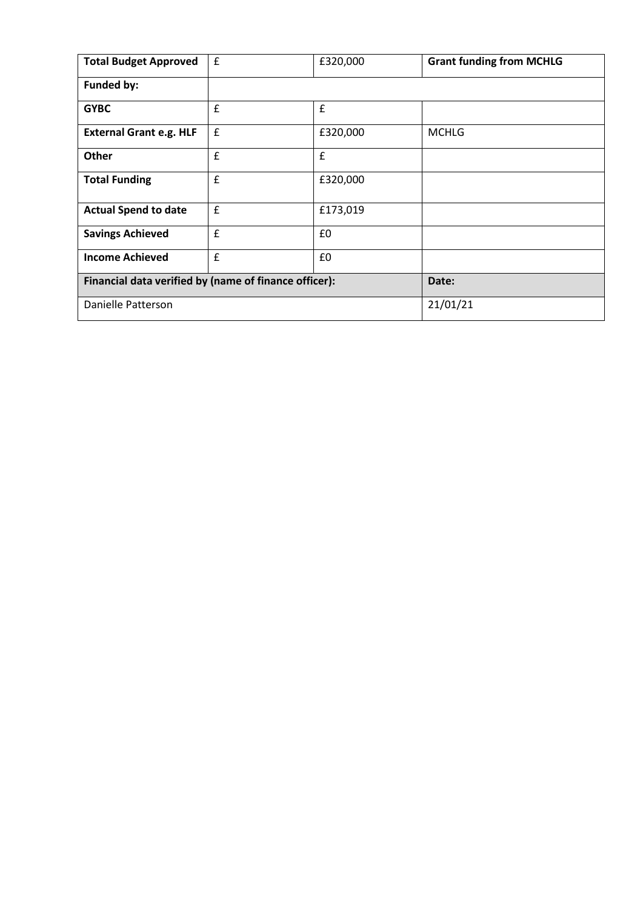| **Total Budget Approved** | £ | £320,000 | **Grant funding from MCHLG** |
| --- | --- | --- | --- |
| **Funded by:** | | | |
| **GYBC** | £ | £ | |
| **External Grant e.g. HLF** | £ | £320,000 | MCHLG |
| **Other** | £ | £ | |
| **Total Funding** | £ | £320,000 | |
| **Actual Spend to date** | £ | £173,019 | |
| **Savings Achieved** | £ | £0 | |
| **Income Achieved** | £ | £0 | |
| **Financial data verified by (name of finance officer):** | | | **Date:** |
| Danielle Patterson | | | 21/01/21 |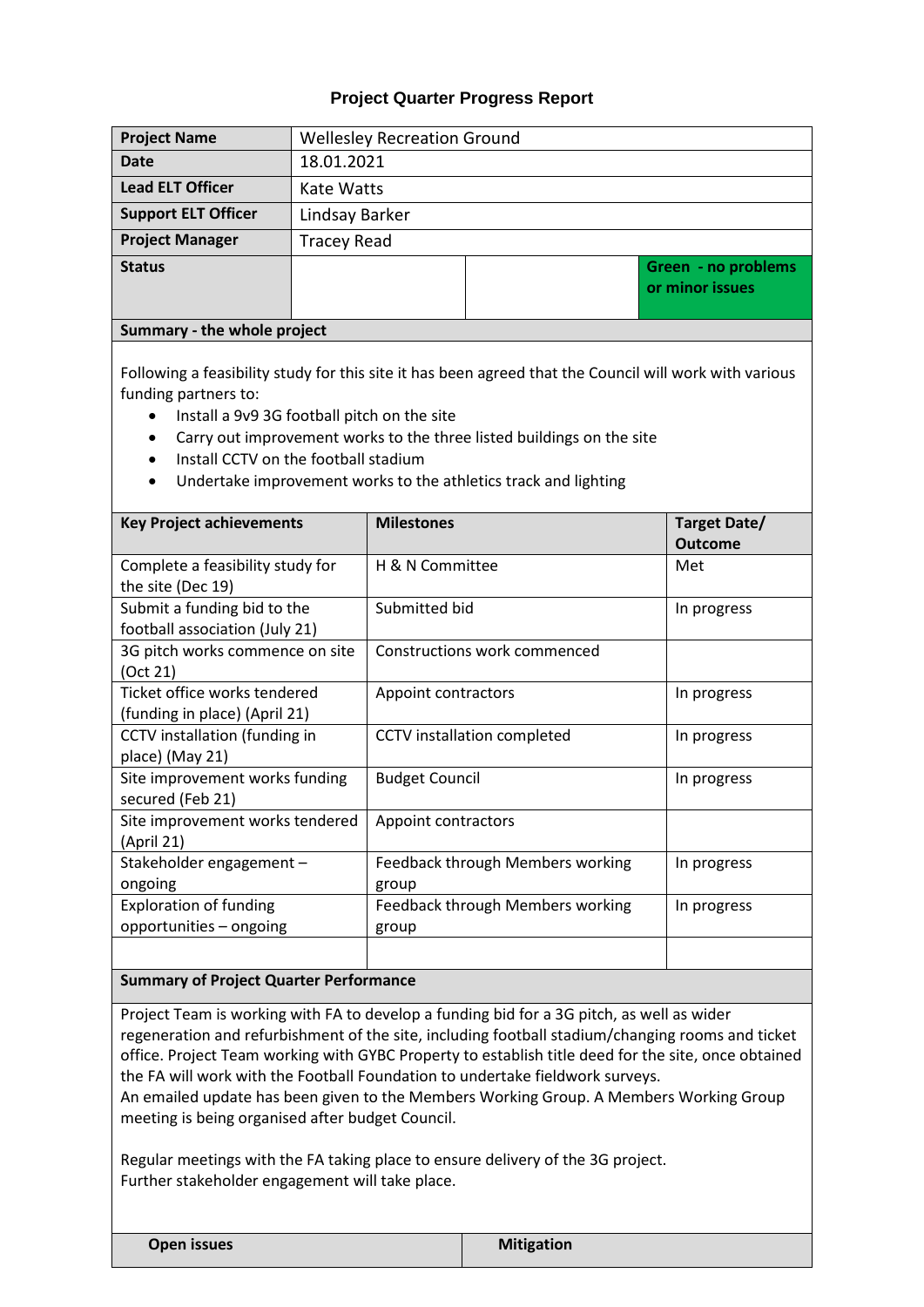## Project Quarter Progress Report

| Project Name | Wellesley Recreation Ground | | |
|---|---|---|---|
| Date | 18.01.2021 | | |
| Lead ELT Officer | Kate Watts | | |
| Support ELT Officer | Lindsay Barker | | |
| Project Manager | Tracey Read | | |
| Status | | | **Green - no problems or minor issues** |

**Summary - the whole project**

Following a feasibility study for this site it has been agreed that the Council will work with various funding partners to:

- Install a 9v9 3G football pitch on the site
- Carry out improvement works to the three listed buildings on the site
- Install CCTV on the football stadium
- Undertake improvement works to the athletics track and lighting

| Key Project achievements | Milestones | Target Date/ Outcome |
|---|---|---|
| Complete a feasibility study for the site (Dec 19) | H & N Committee | Met |
| Submit a funding bid to the football association (July 21) | Submitted bid | In progress |
| 3G pitch works commence on site (Oct 21) | Constructions work commenced | |
| Ticket office works tendered (funding in place) (April 21) | Appoint contractors | In progress |
| CCTV installation (funding in place) (May 21) | CCTV installation completed | In progress |
| Site improvement works funding secured (Feb 21) | Budget Council | In progress |
| Site improvement works tendered (April 21) | Appoint contractors | |
| Stakeholder engagement – ongoing | Feedback through Members working group | In progress |
| Exploration of funding opportunities – ongoing | Feedback through Members working group | In progress |
| | | |

**Summary of Project Quarter Performance**

Project Team is working with FA to develop a funding bid for a 3G pitch, as well as wider regeneration and refurbishment of the site, including football stadium/changing rooms and ticket office. Project Team working with GYBC Property to establish title deed for the site, once obtained the FA will work with the Football Foundation to undertake fieldwork surveys.
An emailed update has been given to the Members Working Group. A Members Working Group meeting is being organised after budget Council.

Regular meetings with the FA taking place to ensure delivery of the 3G project.
Further stakeholder engagement will take place.

| Open issues | Mitigation |
|---|---|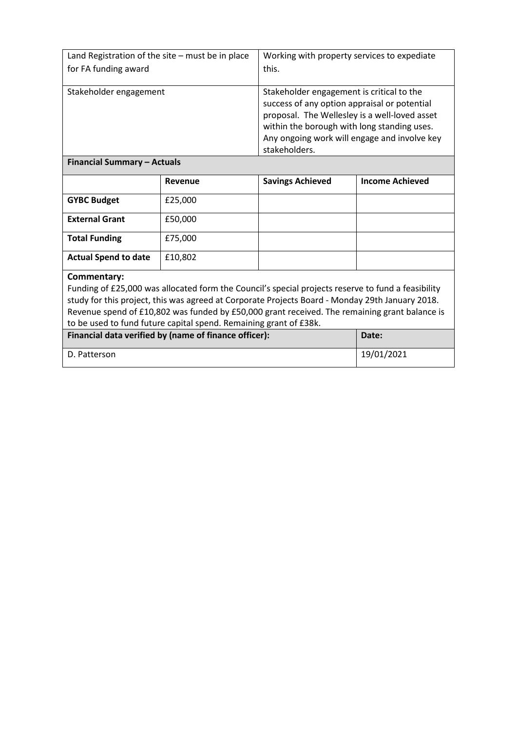| | |
|---|---|
| Land Registration of the site – must be in place for FA funding award | Working with property services to expediate this. |
| Stakeholder engagement | Stakeholder engagement is critical to the success of any option appraisal or potential proposal. The Wellesley is a well-loved asset within the borough with long standing uses. Any ongoing work will engage and involve key stakeholders. |

**Financial Summary – Actuals**

| | Revenue | Savings Achieved | Income Achieved |
|---|---|---|---|
| **GYBC Budget** | £25,000 | | |
| **External Grant** | £50,000 | | |
| **Total Funding** | £75,000 | | |
| **Actual Spend to date** | £10,802 | | |

**Commentary:**

Funding of £25,000 was allocated form the Council's special projects reserve to fund a feasibility study for this project, this was agreed at Corporate Projects Board - Monday 29th January 2018. Revenue spend of £10,802 was funded by £50,000 grant received. The remaining grant balance is to be used to fund future capital spend. Remaining grant of £38k.

| Financial data verified by (name of finance officer): | Date: |
|---|---|
| D. Patterson | 19/01/2021 |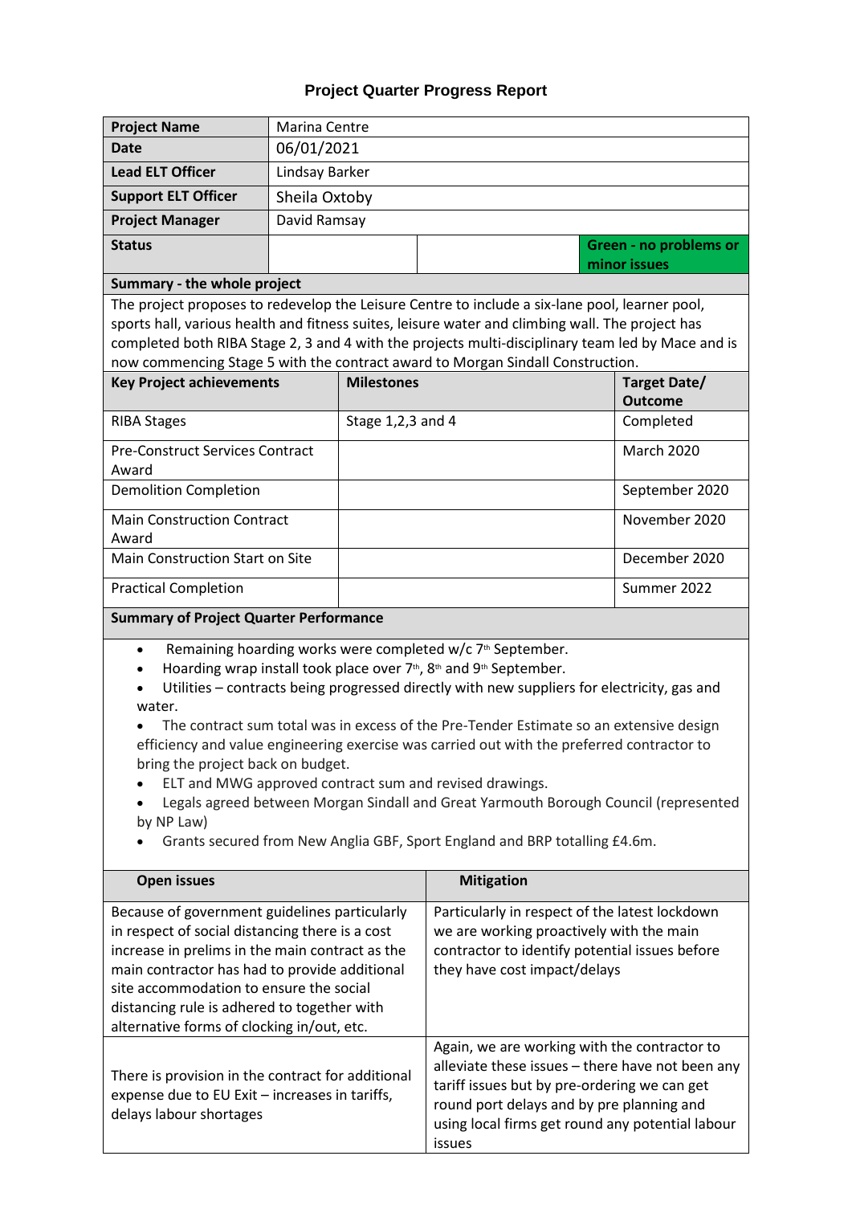# Project Quarter Progress Report

| Project Name | Marina Centre | | |
|---|---|---|---|
| Date | 06/01/2021 | | |
| Lead ELT Officer | Lindsay Barker | | |
| Support ELT Officer | Sheila Oxtoby | | |
| Project Manager | David Ramsay | | |
| Status | | | **Green - no problems or minor issues** |

**Summary - the whole project**

The project proposes to redevelop the Leisure Centre to include a six-lane pool, learner pool, sports hall, various health and fitness suites, leisure water and climbing wall. The project has completed both RIBA Stage 2, 3 and 4 with the projects multi-disciplinary team led by Mace and is now commencing Stage 5 with the contract award to Morgan Sindall Construction.

| Key Project achievements | Milestones | Target Date/ Outcome |
|---|---|---|
| RIBA Stages | Stage 1,2,3 and 4 | Completed |
| Pre-Construct Services Contract Award | | March 2020 |
| Demolition Completion | | September 2020 |
| Main Construction Contract Award | | November 2020 |
| Main Construction Start on Site | | December 2020 |
| Practical Completion | | Summer 2022 |

**Summary of Project Quarter Performance**

- Remaining hoarding works were completed w/c 7th September.
- Hoarding wrap install took place over 7th, 8th and 9th September.
- Utilities – contracts being progressed directly with new suppliers for electricity, gas and water.
- The contract sum total was in excess of the Pre-Tender Estimate so an extensive design efficiency and value engineering exercise was carried out with the preferred contractor to bring the project back on budget.
- ELT and MWG approved contract sum and revised drawings.
- Legals agreed between Morgan Sindall and Great Yarmouth Borough Council (represented by NP Law)
- Grants secured from New Anglia GBF, Sport England and BRP totalling £4.6m.

| Open issues | Mitigation |
|---|---|
| Because of government guidelines particularly in respect of social distancing there is a cost increase in prelims in the main contract as the main contractor has had to provide additional site accommodation to ensure the social distancing rule is adhered to together with alternative forms of clocking in/out, etc. | Particularly in respect of the latest lockdown we are working proactively with the main contractor to identify potential issues before they have cost impact/delays |
| There is provision in the contract for additional expense due to EU Exit – increases in tariffs, delays labour shortages | Again, we are working with the contractor to alleviate these issues – there have not been any tariff issues but by pre-ordering we can get round port delays and by pre planning and using local firms get round any potential labour issues |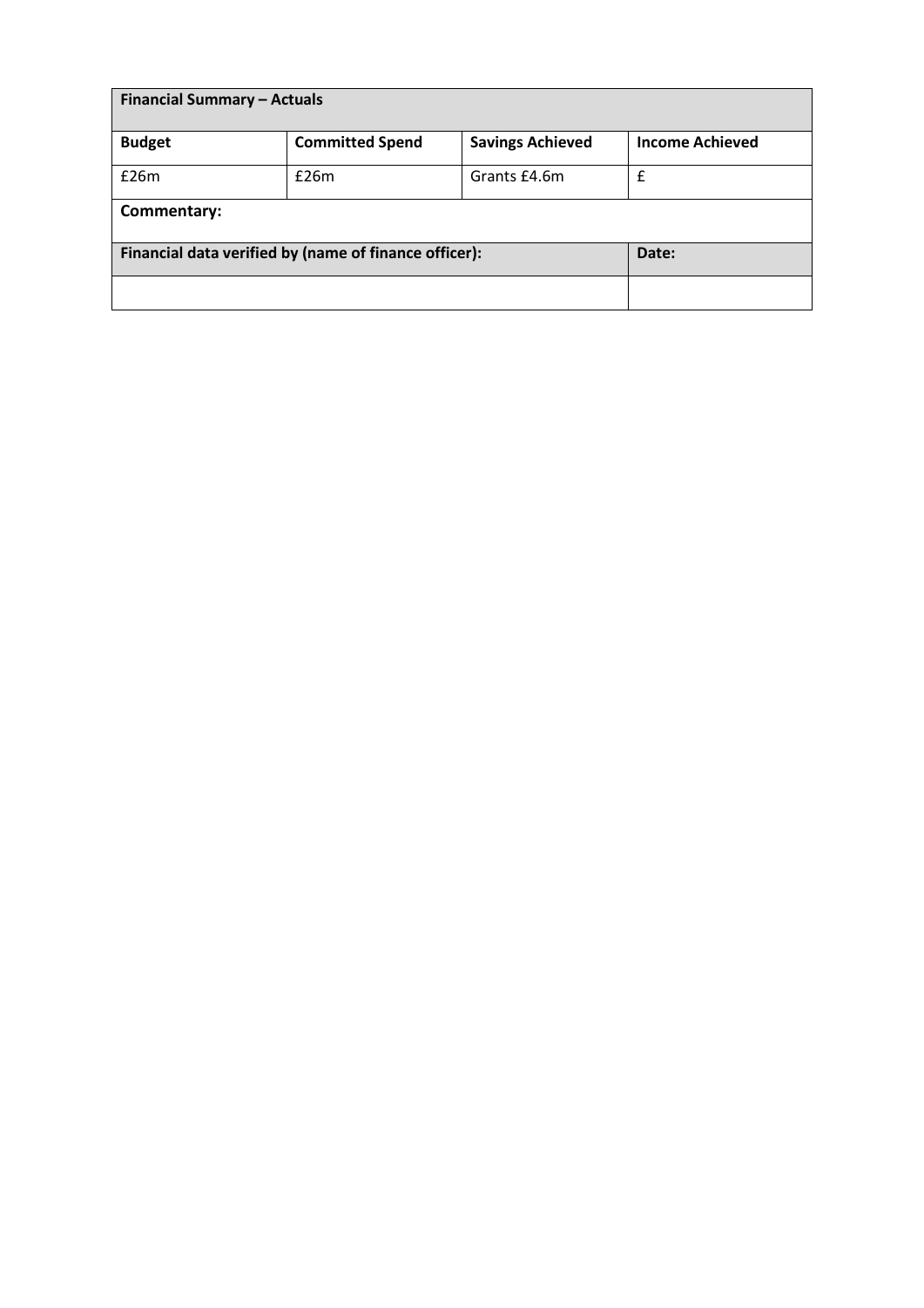| Financial Summary – Actuals | | | |
|---|---|---|---|
| **Budget** | **Committed Spend** | **Savings Achieved** | **Income Achieved** |
| £26m | £26m | Grants £4.6m | £ |
| **Commentary:** | | | |
| **Financial data verified by (name of finance officer):** | | | **Date:** |
| | | | |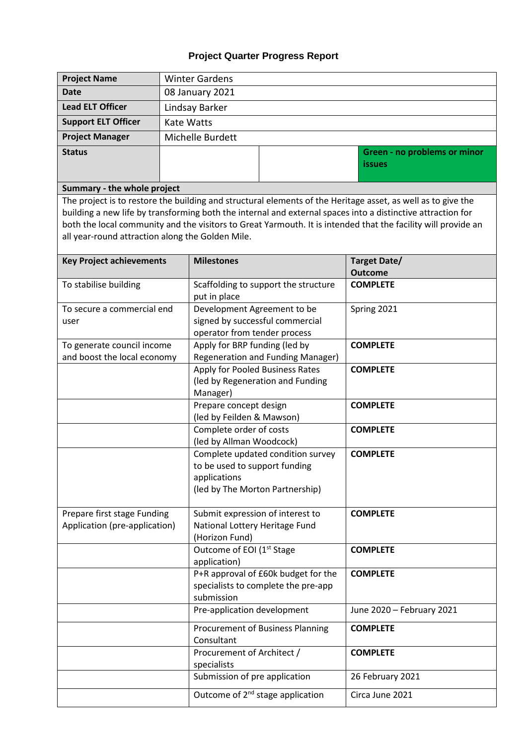## Project Quarter Progress Report

| **Project Name** | Winter Gardens | | |
|---|---|---|---|
| **Date** | 08 January 2021 | | |
| **Lead ELT Officer** | Lindsay Barker | | |
| **Support ELT Officer** | Kate Watts | | |
| **Project Manager** | Michelle Burdett | | |
| **Status** | | | **Green - no problems or minor issues** |

**Summary - the whole project**

The project is to restore the building and structural elements of the Heritage asset, as well as to give the building a new life by transforming both the internal and external spaces into a distinctive attraction for both the local community and the visitors to Great Yarmouth. It is intended that the facility will provide an all year-round attraction along the Golden Mile.

| Key Project achievements | Milestones | Target Date/ Outcome |
|---|---|---|
| To stabilise building | Scaffolding to support the structure put in place | **COMPLETE** |
| To secure a commercial end user | Development Agreement to be signed by successful commercial operator from tender process | Spring 2021 |
| To generate council income and boost the local economy | Apply for BRP funding (led by Regeneration and Funding Manager) | **COMPLETE** |
| | Apply for Pooled Business Rates (led by Regeneration and Funding Manager) | **COMPLETE** |
| | Prepare concept design (led by Feilden & Mawson) | **COMPLETE** |
| | Complete order of costs (led by Allman Woodcock) | **COMPLETE** |
| | Complete updated condition survey to be used to support funding applications (led by The Morton Partnership) | **COMPLETE** |
| Prepare first stage Funding Application (pre-application) | Submit expression of interest to National Lottery Heritage Fund (Horizon Fund) | **COMPLETE** |
| | Outcome of EOI (1st Stage application) | **COMPLETE** |
| | P+R approval of £60k budget for the specialists to complete the pre-app submission | **COMPLETE** |
| | Pre-application development | June 2020 – February 2021 |
| | Procurement of Business Planning Consultant | **COMPLETE** |
| | Procurement of Architect / specialists | **COMPLETE** |
| | Submission of pre application | 26 February 2021 |
| | Outcome of 2nd stage application | Circa June 2021 |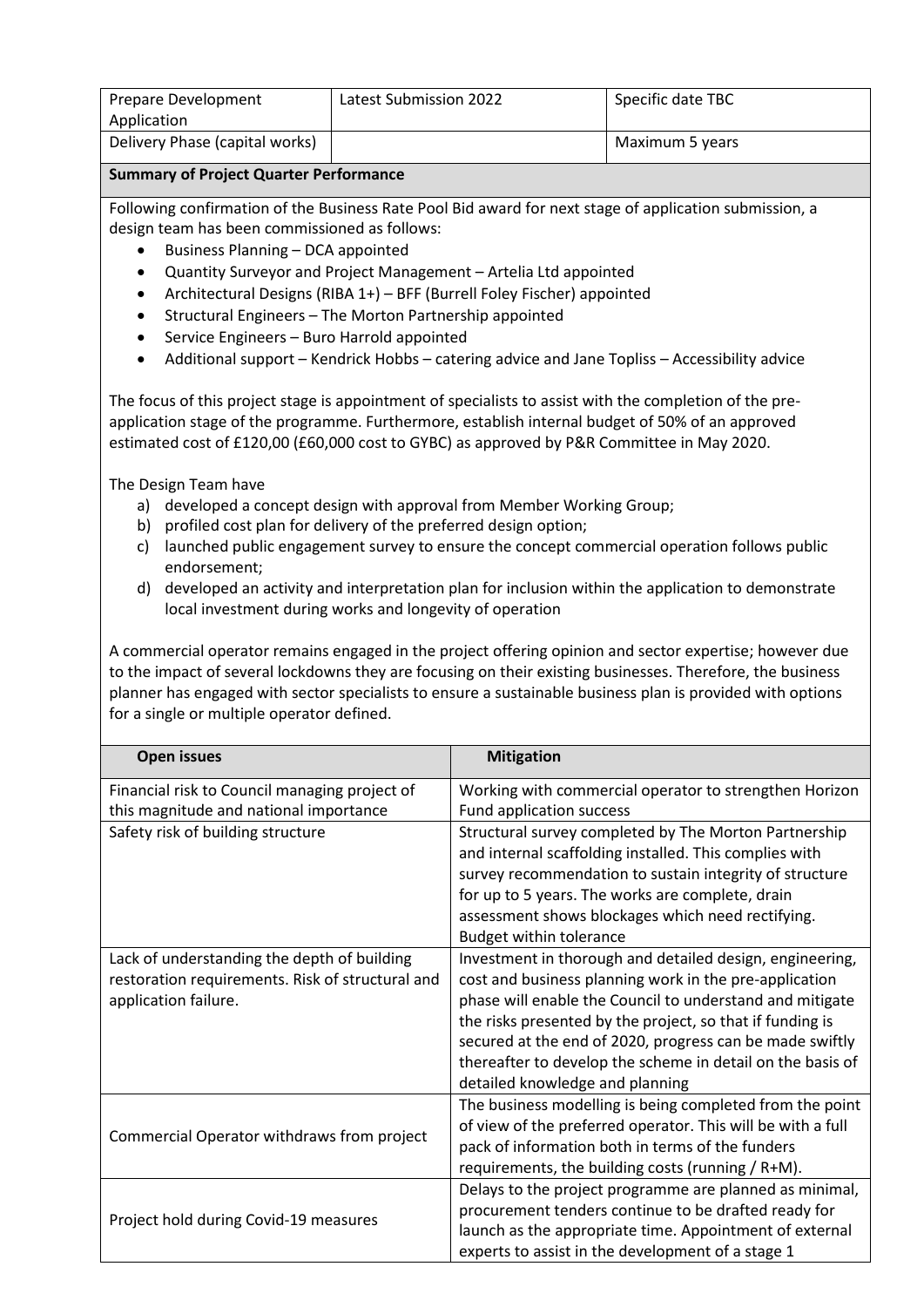| Prepare Development Application | Latest Submission 2022 | Specific date TBC |
|---|---|---|
| Delivery Phase (capital works) | | Maximum 5 years |

**Summary of Project Quarter Performance**

Following confirmation of the Business Rate Pool Bid award for next stage of application submission, a design team has been commissioned as follows:

- Business Planning – DCA appointed
- Quantity Surveyor and Project Management – Artelia Ltd appointed
- Architectural Designs (RIBA 1+) – BFF (Burrell Foley Fischer) appointed
- Structural Engineers – The Morton Partnership appointed
- Service Engineers – Buro Harrold appointed
- Additional support – Kendrick Hobbs – catering advice and Jane Topliss – Accessibility advice

The focus of this project stage is appointment of specialists to assist with the completion of the pre-application stage of the programme. Furthermore, establish internal budget of 50% of an approved estimated cost of £120,00 (£60,000 cost to GYBC) as approved by P&R Committee in May 2020.

The Design Team have

a) developed a concept design with approval from Member Working Group;
b) profiled cost plan for delivery of the preferred design option;
c) launched public engagement survey to ensure the concept commercial operation follows public endorsement;
d) developed an activity and interpretation plan for inclusion within the application to demonstrate local investment during works and longevity of operation

A commercial operator remains engaged in the project offering opinion and sector expertise; however due to the impact of several lockdowns they are focusing on their existing businesses. Therefore, the business planner has engaged with sector specialists to ensure a sustainable business plan is provided with options for a single or multiple operator defined.

| Open issues | Mitigation |
|---|---|
| Financial risk to Council managing project of this magnitude and national importance | Working with commercial operator to strengthen Horizon Fund application success |
| Safety risk of building structure | Structural survey completed by The Morton Partnership and internal scaffolding installed. This complies with survey recommendation to sustain integrity of structure for up to 5 years. The works are complete, drain assessment shows blockages which need rectifying. Budget within tolerance |
| Lack of understanding the depth of building restoration requirements. Risk of structural and application failure. | Investment in thorough and detailed design, engineering, cost and business planning work in the pre-application phase will enable the Council to understand and mitigate the risks presented by the project, so that if funding is secured at the end of 2020, progress can be made swiftly thereafter to develop the scheme in detail on the basis of detailed knowledge and planning |
| Commercial Operator withdraws from project | The business modelling is being completed from the point of view of the preferred operator. This will be with a full pack of information both in terms of the funders requirements, the building costs (running / R+M). |
| Project hold during Covid-19 measures | Delays to the project programme are planned as minimal, procurement tenders continue to be drafted ready for launch as the appropriate time. Appointment of external experts to assist in the development of a stage 1 |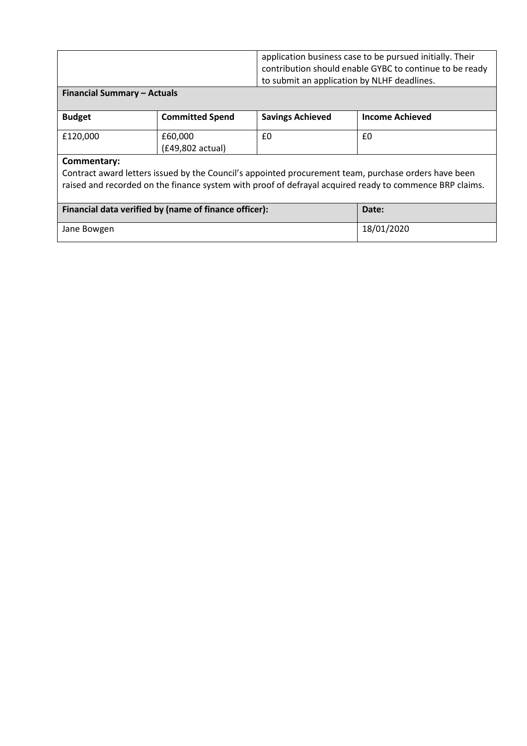| | | application business case to be pursued initially. Their contribution should enable GYBC to continue to be ready to submit an application by NLHF deadlines. |
|---|---|---|

**Financial Summary – Actuals**

| Budget | Committed Spend | Savings Achieved | Income Achieved |
|---|---|---|---|
| £120,000 | £60,000 (£49,802 actual) | £0 | £0 |

**Commentary:**

Contract award letters issued by the Council's appointed procurement team, purchase orders have been raised and recorded on the finance system with proof of defrayal acquired ready to commence BRP claims.

| Financial data verified by (name of finance officer): | Date: |
|---|---|
| Jane Bowgen | 18/01/2020 |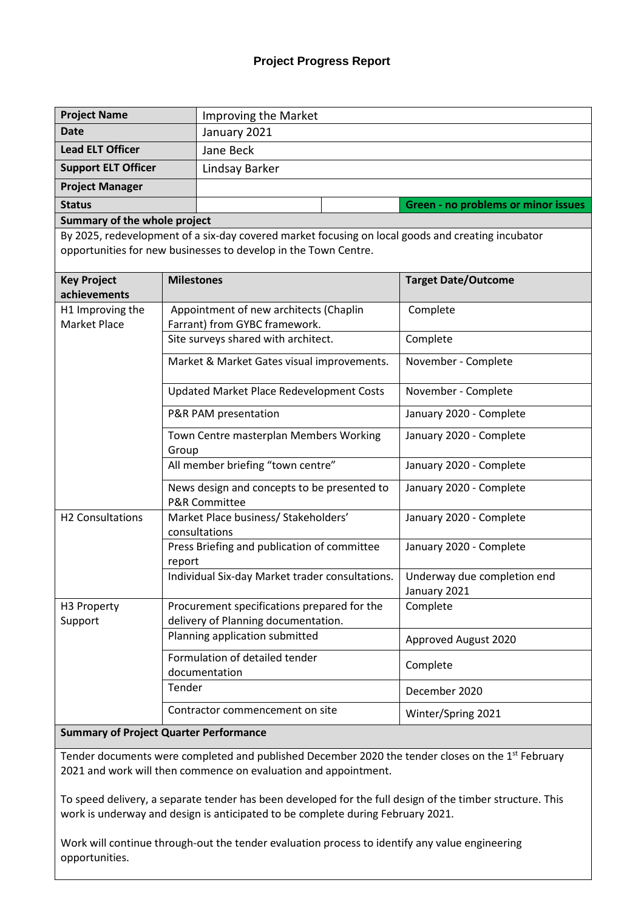# Project Progress Report

| | |
|---|---|
| **Project Name** | Improving the Market |
| **Date** | January 2021 |
| **Lead ELT Officer** | Jane Beck |
| **Support ELT Officer** | Lindsay Barker |
| **Project Manager** | |
| **Status** | **Green - no problems or minor issues** |

**Summary of the whole project**

By 2025, redevelopment of a six-day covered market focusing on local goods and creating incubator opportunities for new businesses to develop in the Town Centre.

| Key Project achievements | Milestones | Target Date/Outcome |
|---|---|---|
| H1 Improving the Market Place | Appointment of new architects (Chaplin Farrant) from GYBC framework. | Complete |
| | Site surveys shared with architect. | Complete |
| | Market & Market Gates visual improvements. | November - Complete |
| | Updated Market Place Redevelopment Costs | November - Complete |
| | P&R PAM presentation | January 2020 - Complete |
| | Town Centre masterplan Members Working Group | January 2020 - Complete |
| | All member briefing "town centre" | January 2020 - Complete |
| | News design and concepts to be presented to P&R Committee | January 2020 - Complete |
| H2 Consultations | Market Place business/ Stakeholders' consultations | January 2020 - Complete |
| | Press Briefing and publication of committee report | January 2020 - Complete |
| | Individual Six-day Market trader consultations. | Underway due completion end January 2021 |
| H3 Property Support | Procurement specifications prepared for the delivery of Planning documentation. | Complete |
| | Planning application submitted | Approved August 2020 |
| | Formulation of detailed tender documentation | Complete |
| | Tender | December 2020 |
| | Contractor commencement on site | Winter/Spring 2021 |

**Summary of Project Quarter Performance**

Tender documents were completed and published December 2020 the tender closes on the 1st February 2021 and work will then commence on evaluation and appointment.

To speed delivery, a separate tender has been developed for the full design of the timber structure. This work is underway and design is anticipated to be complete during February 2021.

Work will continue through-out the tender evaluation process to identify any value engineering opportunities.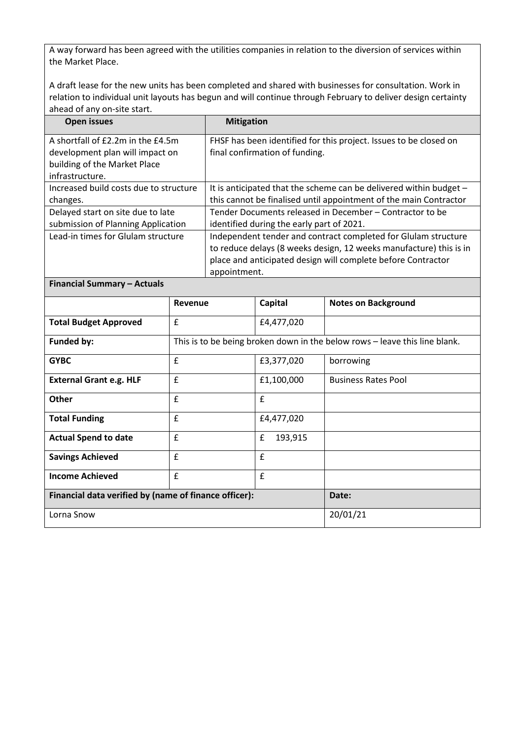A way forward has been agreed with the utilities companies in relation to the diversion of services within the Market Place.

A draft lease for the new units has been completed and shared with businesses for consultation. Work in relation to individual unit layouts has begun and will continue through February to deliver design certainty ahead of any on-site start.

| Open issues | Mitigation |
|---|---|
| A shortfall of £2.2m in the £4.5m development plan will impact on building of the Market Place infrastructure. | FHSF has been identified for this project. Issues to be closed on final confirmation of funding. |
| Increased build costs due to structure changes. | It is anticipated that the scheme can be delivered within budget – this cannot be finalised until appointment of the main Contractor |
| Delayed start on site due to late submission of Planning Application | Tender Documents released in December – Contractor to be identified during the early part of 2021. |
| Lead-in times for Glulam structure | Independent tender and contract completed for Glulam structure to reduce delays (8 weeks design, 12 weeks manufacture) this is in place and anticipated design will complete before Contractor appointment. |

**Financial Summary – Actuals**

| | Revenue | Capital | Notes on Background |
|---|---|---|---|
| **Total Budget Approved** | £ | £4,477,020 | |
| **Funded by:** | This is to be being broken down in the below rows – leave this line blank. | | |
| **GYBC** | £ | £3,377,020 | borrowing |
| **External Grant e.g. HLF** | £ | £1,100,000 | Business Rates Pool |
| **Other** | £ | £ | |
| **Total Funding** | £ | £4,477,020 | |
| **Actual Spend to date** | £ | £ 193,915 | |
| **Savings Achieved** | £ | £ | |
| **Income Achieved** | £ | £ | |

| Financial data verified by (name of finance officer): | Date: |
|---|---|
| Lorna Snow | 20/01/21 |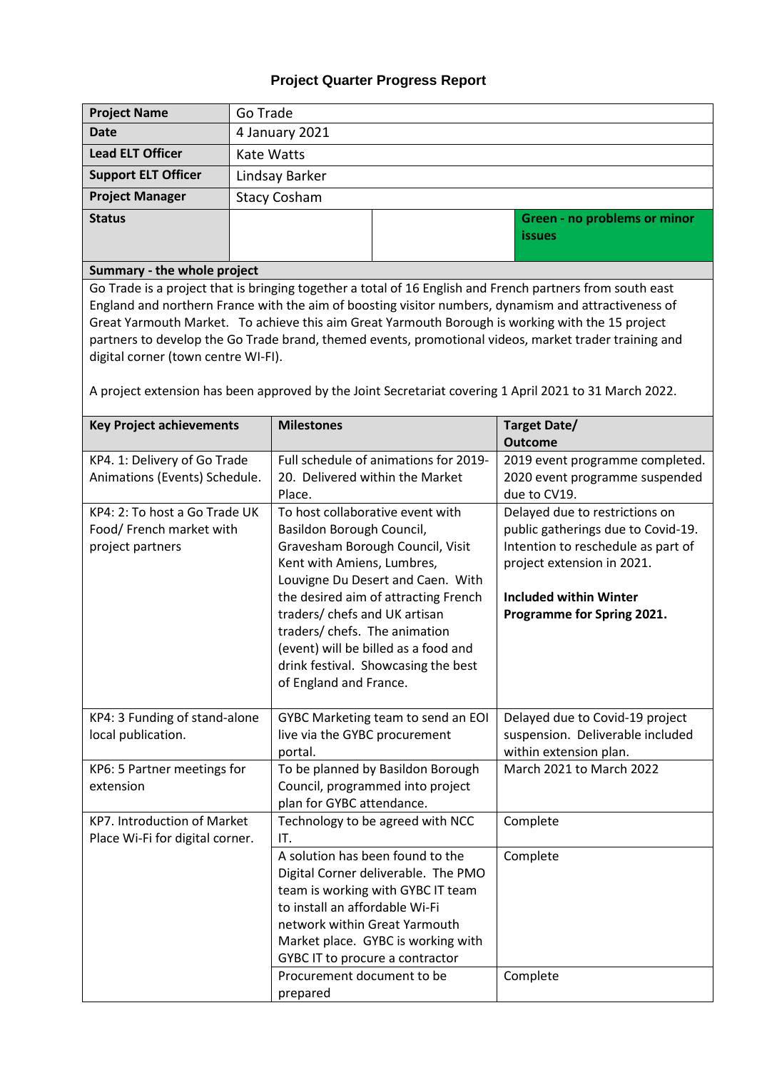## Project Quarter Progress Report

| Project Name | Go Trade | | |
|---|---|---|---|
| Date | 4 January 2021 | | |
| Lead ELT Officer | Kate Watts | | |
| Support ELT Officer | Lindsay Barker | | |
| Project Manager | Stacy Cosham | | |
| Status | | | **Green - no problems or minor issues** |

**Summary - the whole project**

Go Trade is a project that is bringing together a total of 16 English and French partners from south east England and northern France with the aim of boosting visitor numbers, dynamism and attractiveness of Great Yarmouth Market. To achieve this aim Great Yarmouth Borough is working with the 15 project partners to develop the Go Trade brand, themed events, promotional videos, market trader training and digital corner (town centre WI-FI).

A project extension has been approved by the Joint Secretariat covering 1 April 2021 to 31 March 2022.

| Key Project achievements | Milestones | Target Date/ Outcome |
|---|---|---|
| KP4. 1: Delivery of Go Trade Animations (Events) Schedule. | Full schedule of animations for 2019-20. Delivered within the Market Place. | 2019 event programme completed. 2020 event programme suspended due to CV19. |
| KP4: 2: To host a Go Trade UK Food/ French market with project partners | To host collaborative event with Basildon Borough Council, Gravesham Borough Council, Visit Kent with Amiens, Lumbres, Louvigne Du Desert and Caen. With the desired aim of attracting French traders/ chefs and UK artisan traders/ chefs. The animation (event) will be billed as a food and drink festival. Showcasing the best of England and France. | Delayed due to restrictions on public gatherings due to Covid-19. Intention to reschedule as part of project extension in 2021.<br><br>**Included within Winter Programme for Spring 2021.** |
| KP4: 3 Funding of stand-alone local publication. | GYBC Marketing team to send an EOI live via the GYBC procurement portal. | Delayed due to Covid-19 project suspension. Deliverable included within extension plan. |
| KP6: 5 Partner meetings for extension | To be planned by Basildon Borough Council, programmed into project plan for GYBC attendance. | March 2021 to March 2022 |
| KP7. Introduction of Market Place Wi-Fi for digital corner. | Technology to be agreed with NCC IT. | Complete |
| | A solution has been found to the Digital Corner deliverable. The PMO team is working with GYBC IT team to install an affordable Wi-Fi network within Great Yarmouth Market place. GYBC is working with GYBC IT to procure a contractor | Complete |
| | Procurement document to be prepared | Complete |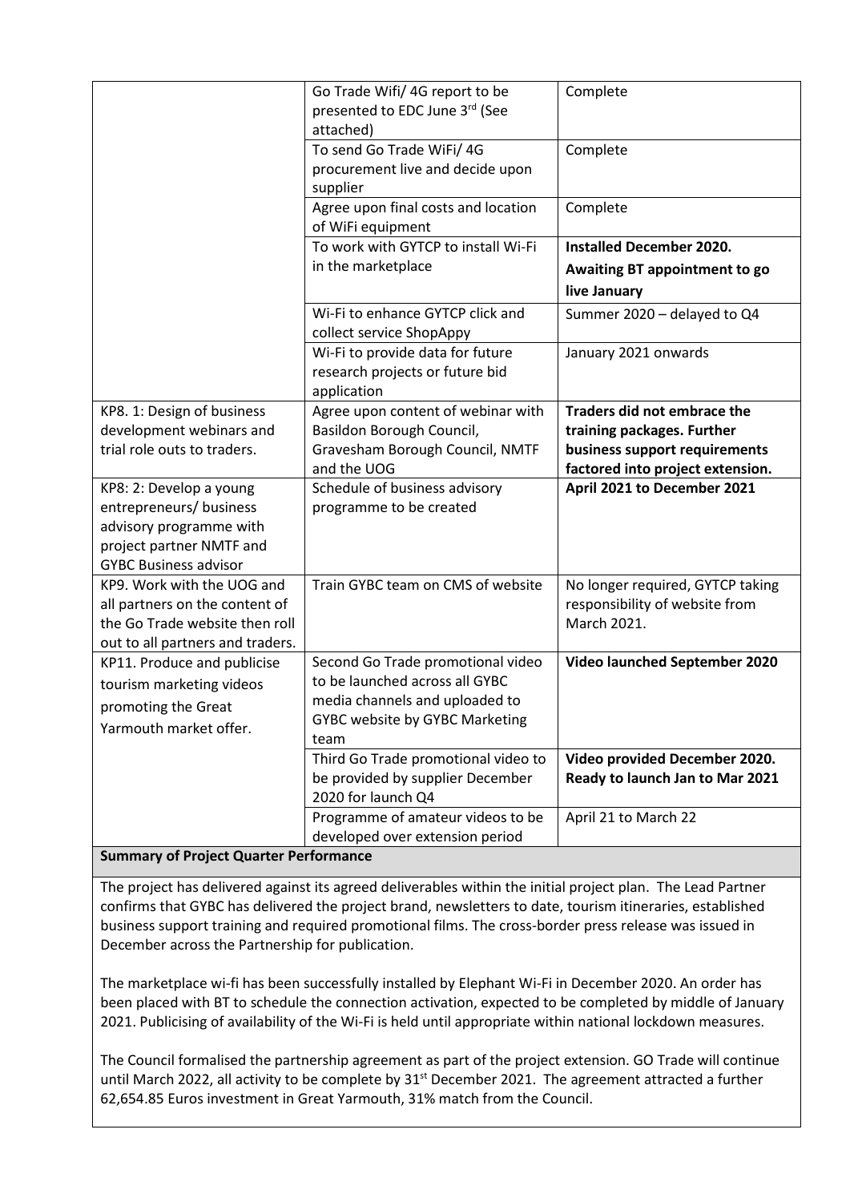| | | |
|---|---|---|
| | Go Trade Wifi/ 4G report to be presented to EDC June 3rd (See attached) | Complete |
| | To send Go Trade WiFi/ 4G procurement live and decide upon supplier | Complete |
| | Agree upon final costs and location of WiFi equipment | Complete |
| | To work with GYTCP to install Wi-Fi in the marketplace | **Installed December 2020. Awaiting BT appointment to go live January** |
| | Wi-Fi to enhance GYTCP click and collect service ShopAppy | Summer 2020 – delayed to Q4 |
| | Wi-Fi to provide data for future research projects or future bid application | January 2021 onwards |
| KP8. 1: Design of business development webinars and trial role outs to traders. | Agree upon content of webinar with Basildon Borough Council, Gravesham Borough Council, NMTF and the UOG | **Traders did not embrace the training packages. Further business support requirements factored into project extension.** |
| KP8: 2: Develop a young entrepreneurs/ business advisory programme with project partner NMTF and GYBC Business advisor | Schedule of business advisory programme to be created | **April 2021 to December 2021** |
| KP9. Work with the UOG and all partners on the content of the Go Trade website then roll out to all partners and traders. | Train GYBC team on CMS of website | No longer required, GYTCP taking responsibility of website from March 2021. |
| KP11. Produce and publicise tourism marketing videos promoting the Great Yarmouth market offer. | Second Go Trade promotional video to be launched across all GYBC media channels and uploaded to GYBC website by GYBC Marketing team | **Video launched September 2020** |
| | Third Go Trade promotional video to be provided by supplier December 2020 for launch Q4 | **Video provided December 2020. Ready to launch Jan to Mar 2021** |
| | Programme of amateur videos to be developed over extension period | April 21 to March 22 |

**Summary of Project Quarter Performance**

The project has delivered against its agreed deliverables within the initial project plan. The Lead Partner confirms that GYBC has delivered the project brand, newsletters to date, tourism itineraries, established business support training and required promotional films. The cross-border press release was issued in December across the Partnership for publication.

The marketplace wi-fi has been successfully installed by Elephant Wi-Fi in December 2020. An order has been placed with BT to schedule the connection activation, expected to be completed by middle of January 2021. Publicising of availability of the Wi-Fi is held until appropriate within national lockdown measures.

The Council formalised the partnership agreement as part of the project extension. GO Trade will continue until March 2022, all activity to be complete by 31st December 2021. The agreement attracted a further 62,654.85 Euros investment in Great Yarmouth, 31% match from the Council.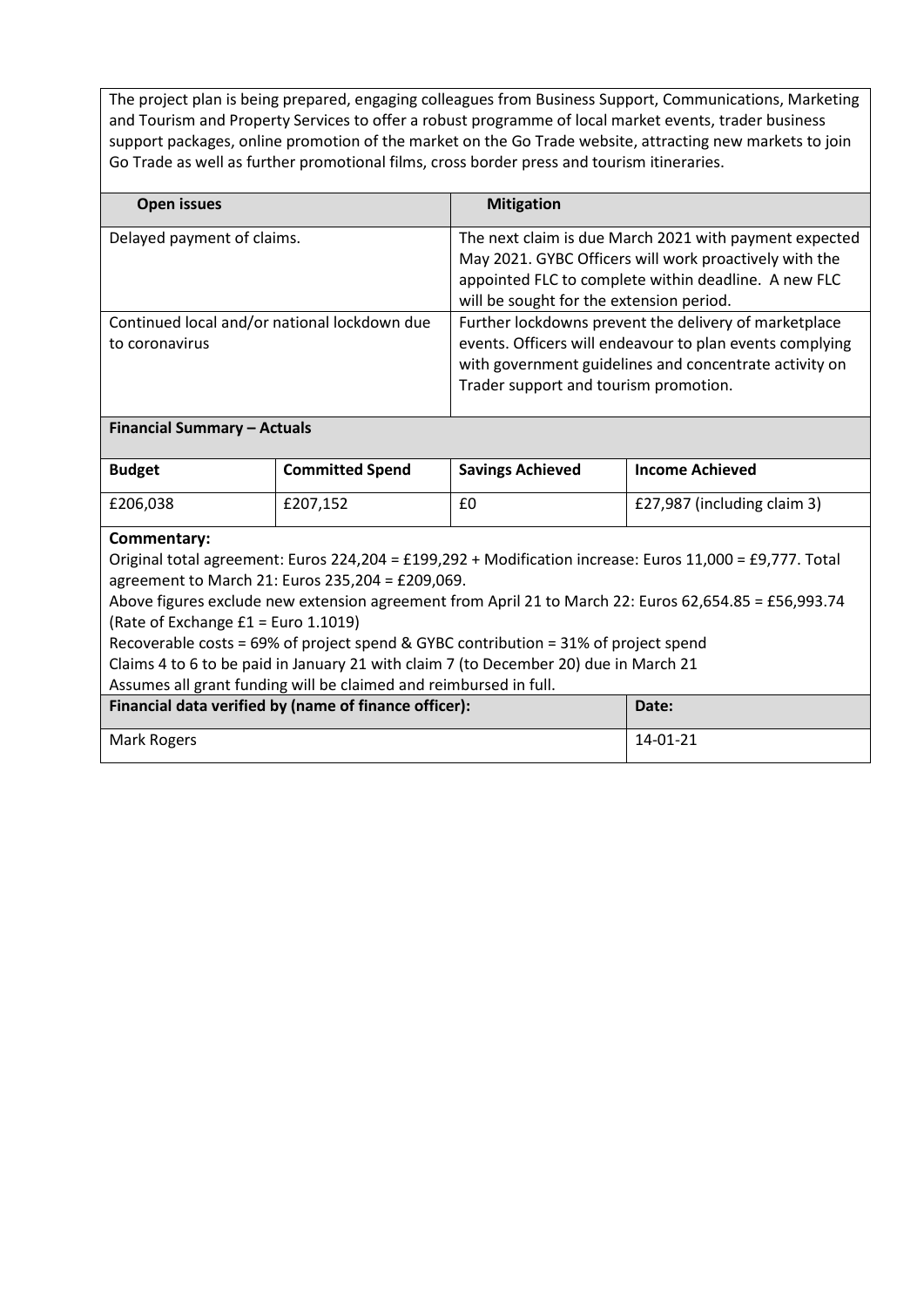The project plan is being prepared, engaging colleagues from Business Support, Communications, Marketing and Tourism and Property Services to offer a robust programme of local market events, trader business support packages, online promotion of the market on the Go Trade website, attracting new markets to join Go Trade as well as further promotional films, cross border press and tourism itineraries.

| Open issues | Mitigation |
|---|---|
| Delayed payment of claims. | The next claim is due March 2021 with payment expected May 2021. GYBC Officers will work proactively with the appointed FLC to complete within deadline. A new FLC will be sought for the extension period. |
| Continued local and/or national lockdown due to coronavirus | Further lockdowns prevent the delivery of marketplace events. Officers will endeavour to plan events complying with government guidelines and concentrate activity on Trader support and tourism promotion. |

**Financial Summary – Actuals**

| Budget | Committed Spend | Savings Achieved | Income Achieved |
|---|---|---|---|
| £206,038 | £207,152 | £0 | £27,987 (including claim 3) |

**Commentary:**

Original total agreement: Euros 224,204 = £199,292 + Modification increase: Euros 11,000 = £9,777. Total agreement to March 21: Euros 235,204 = £209,069.

Above figures exclude new extension agreement from April 21 to March 22: Euros 62,654.85 = £56,993.74 (Rate of Exchange £1 = Euro 1.1019)

Recoverable costs = 69% of project spend & GYBC contribution = 31% of project spend

Claims 4 to 6 to be paid in January 21 with claim 7 (to December 20) due in March 21

Assumes all grant funding will be claimed and reimbursed in full.

| Financial data verified by (name of finance officer): | Date: |
|---|---|
| Mark Rogers | 14-01-21 |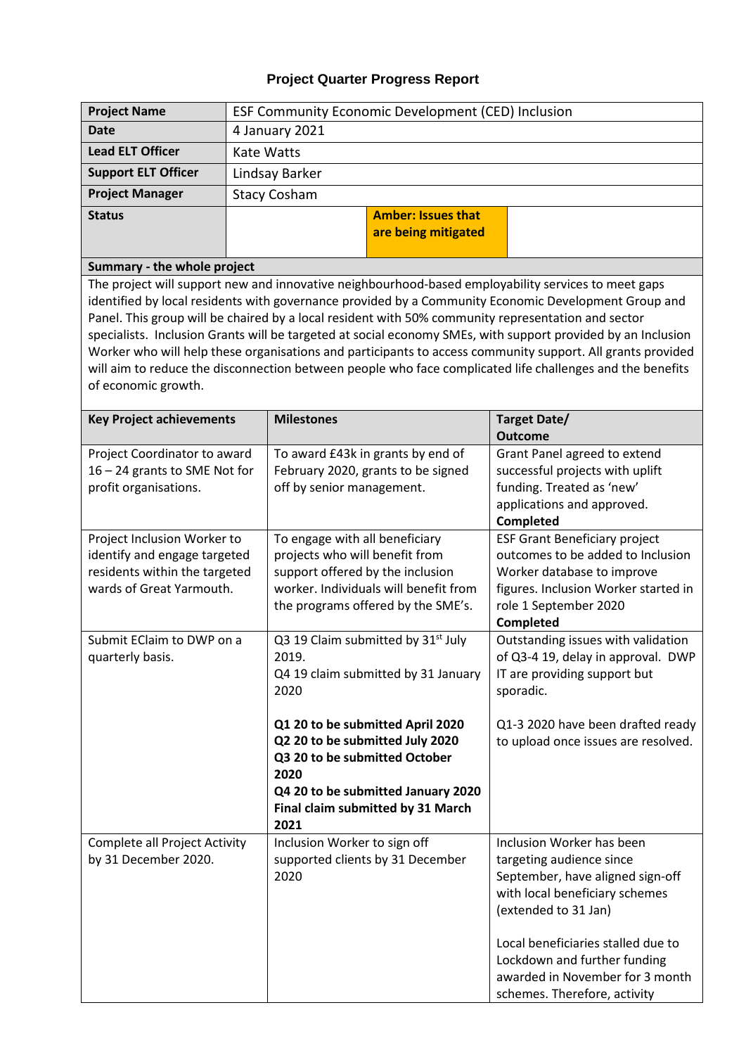## Project Quarter Progress Report

| **Project Name** | ESF Community Economic Development (CED) Inclusion |
|---|---|
| **Date** | 4 January 2021 |
| **Lead ELT Officer** | Kate Watts |
| **Support ELT Officer** | Lindsay Barker |
| **Project Manager** | Stacy Cosham |
| **Status** | **Amber: Issues that are being mitigated** |

**Summary - the whole project**

The project will support new and innovative neighbourhood-based employability services to meet gaps identified by local residents with governance provided by a Community Economic Development Group and Panel. This group will be chaired by a local resident with 50% community representation and sector specialists. Inclusion Grants will be targeted at social economy SMEs, with support provided by an Inclusion Worker who will help these organisations and participants to access community support. All grants provided will aim to reduce the disconnection between people who face complicated life challenges and the benefits of economic growth.

| **Key Project achievements** | **Milestones** | **Target Date/ Outcome** |
|---|---|---|
| Project Coordinator to award 16 – 24 grants to SME Not for profit organisations. | To award £43k in grants by end of February 2020, grants to be signed off by senior management. | Grant Panel agreed to extend successful projects with uplift funding. Treated as 'new' applications and approved. **Completed** |
| Project Inclusion Worker to identify and engage targeted residents within the targeted wards of Great Yarmouth. | To engage with all beneficiary projects who will benefit from support offered by the inclusion worker. Individuals will benefit from the programs offered by the SME's. | ESF Grant Beneficiary project outcomes to be added to Inclusion Worker database to improve figures. Inclusion Worker started in role 1 September 2020 **Completed** |
| Submit EClaim to DWP on a quarterly basis. | Q3 19 Claim submitted by 31st July 2019.<br>Q4 19 claim submitted by 31 January 2020<br><br>**Q1 20 to be submitted April 2020**<br>**Q2 20 to be submitted July 2020**<br>**Q3 20 to be submitted October 2020**<br>**Q4 20 to be submitted January 2020**<br>**Final claim submitted by 31 March 2021** | Outstanding issues with validation of Q3-4 19, delay in approval. DWP IT are providing support but sporadic.<br><br>Q1-3 2020 have been drafted ready to upload once issues are resolved. |
| Complete all Project Activity by 31 December 2020. | Inclusion Worker to sign off supported clients by 31 December 2020 | Inclusion Worker has been targeting audience since September, have aligned sign-off with local beneficiary schemes (extended to 31 Jan)<br><br>Local beneficiaries stalled due to Lockdown and further funding awarded in November for 3 month schemes. Therefore, activity |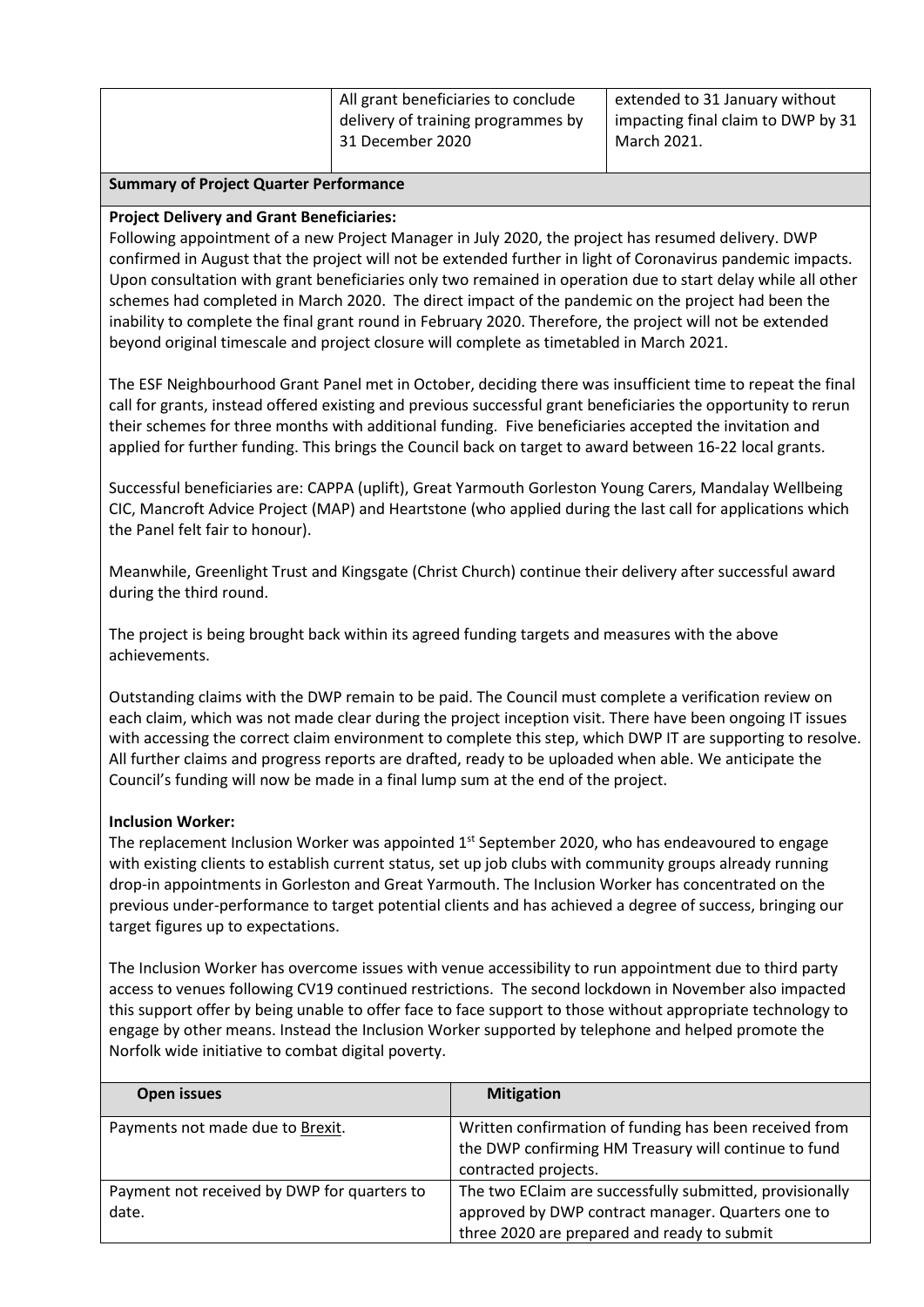|  | All grant beneficiaries to conclude delivery of training programmes by 31 December 2020 | extended to 31 January without impacting final claim to DWP by 31 March 2021. |
|---|---|---|

**Summary of Project Quarter Performance**

**Project Delivery and Grant Beneficiaries:**
Following appointment of a new Project Manager in July 2020, the project has resumed delivery. DWP confirmed in August that the project will not be extended further in light of Coronavirus pandemic impacts. Upon consultation with grant beneficiaries only two remained in operation due to start delay while all other schemes had completed in March 2020. The direct impact of the pandemic on the project had been the inability to complete the final grant round in February 2020. Therefore, the project will not be extended beyond original timescale and project closure will complete as timetabled in March 2021.

The ESF Neighbourhood Grant Panel met in October, deciding there was insufficient time to repeat the final call for grants, instead offered existing and previous successful grant beneficiaries the opportunity to rerun their schemes for three months with additional funding. Five beneficiaries accepted the invitation and applied for further funding. This brings the Council back on target to award between 16-22 local grants.

Successful beneficiaries are: CAPPA (uplift), Great Yarmouth Gorleston Young Carers, Mandalay Wellbeing CIC, Mancroft Advice Project (MAP) and Heartstone (who applied during the last call for applications which the Panel felt fair to honour).

Meanwhile, Greenlight Trust and Kingsgate (Christ Church) continue their delivery after successful award during the third round.

The project is being brought back within its agreed funding targets and measures with the above achievements.

Outstanding claims with the DWP remain to be paid. The Council must complete a verification review on each claim, which was not made clear during the project inception visit. There have been ongoing IT issues with accessing the correct claim environment to complete this step, which DWP IT are supporting to resolve. All further claims and progress reports are drafted, ready to be uploaded when able. We anticipate the Council's funding will now be made in a final lump sum at the end of the project.

**Inclusion Worker:**
The replacement Inclusion Worker was appointed 1st September 2020, who has endeavoured to engage with existing clients to establish current status, set up job clubs with community groups already running drop-in appointments in Gorleston and Great Yarmouth. The Inclusion Worker has concentrated on the previous under-performance to target potential clients and has achieved a degree of success, bringing our target figures up to expectations.

The Inclusion Worker has overcome issues with venue accessibility to run appointment due to third party access to venues following CV19 continued restrictions. The second lockdown in November also impacted this support offer by being unable to offer face to face support to those without appropriate technology to engage by other means. Instead the Inclusion Worker supported by telephone and helped promote the Norfolk wide initiative to combat digital poverty.

| Open issues | Mitigation |
|---|---|
| Payments not made due to Brexit. | Written confirmation of funding has been received from the DWP confirming HM Treasury will continue to fund contracted projects. |
| Payment not received by DWP for quarters to date. | The two EClaim are successfully submitted, provisionally approved by DWP contract manager. Quarters one to three 2020 are prepared and ready to submit |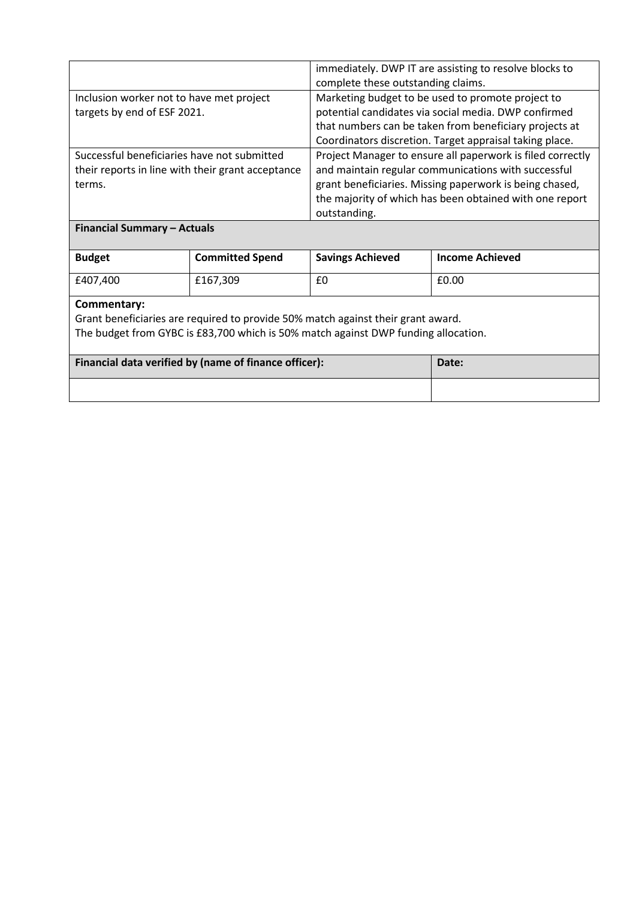| | |
|---|---|
| | immediately. DWP IT are assisting to resolve blocks to complete these outstanding claims. |
| Inclusion worker not to have met project targets by end of ESF 2021. | Marketing budget to be used to promote project to potential candidates via social media. DWP confirmed that numbers can be taken from beneficiary projects at Coordinators discretion. Target appraisal taking place. |
| Successful beneficiaries have not submitted their reports in line with their grant acceptance terms. | Project Manager to ensure all paperwork is filed correctly and maintain regular communications with successful grant beneficiaries. Missing paperwork is being chased, the majority of which has been obtained with one report outstanding. |

**Financial Summary – Actuals**

| Budget | Committed Spend | Savings Achieved | Income Achieved |
|---|---|---|---|
| £407,400 | £167,309 | £0 | £0.00 |

**Commentary:**
Grant beneficiaries are required to provide 50% match against their grant award.
The budget from GYBC is £83,700 which is 50% match against DWP funding allocation.

| Financial data verified by (name of finance officer): | Date: |
|---|---|
| | |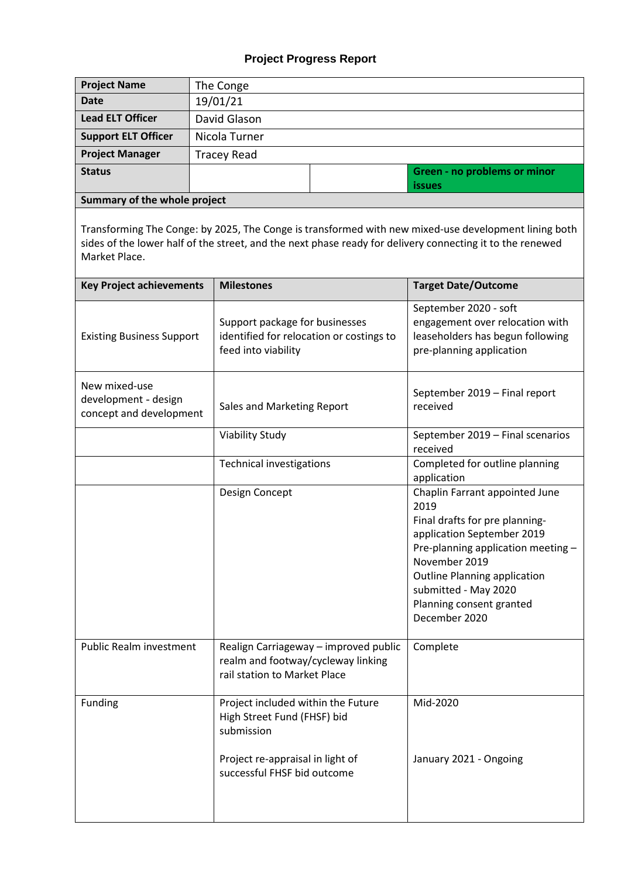# Project Progress Report

| | | | |
|---|---|---|---|
| **Project Name** | The Conge | | |
| **Date** | 19/01/21 | | |
| **Lead ELT Officer** | David Glason | | |
| **Support ELT Officer** | Nicola Turner | | |
| **Project Manager** | Tracey Read | | |
| **Status** | | | **Green - no problems or minor issues** |

**Summary of the whole project**

Transforming The Conge: by 2025, The Conge is transformed with new mixed-use development lining both sides of the lower half of the street, and the next phase ready for delivery connecting it to the renewed Market Place.

| Key Project achievements | Milestones | Target Date/Outcome |
|---|---|---|
| Existing Business Support | Support package for businesses identified for relocation or costings to feed into viability | September 2020 - soft engagement over relocation with leaseholders has begun following pre-planning application |
| New mixed-use development - design concept and development | Sales and Marketing Report | September 2019 – Final report received |
| | Viability Study | September 2019 – Final scenarios received |
| | Technical investigations | Completed for outline planning application |
| | Design Concept | Chaplin Farrant appointed June 2019<br>Final drafts for pre planning-application September 2019<br>Pre-planning application meeting – November 2019<br>Outline Planning application submitted - May 2020<br>Planning consent granted December 2020 |
| Public Realm investment | Realign Carriageway – improved public realm and footway/cycleway linking rail station to Market Place | Complete |
| Funding | Project included within the Future High Street Fund (FHSF) bid submission<br><br>Project re-appraisal in light of successful FHSF bid outcome | Mid-2020<br><br>January 2021 - Ongoing |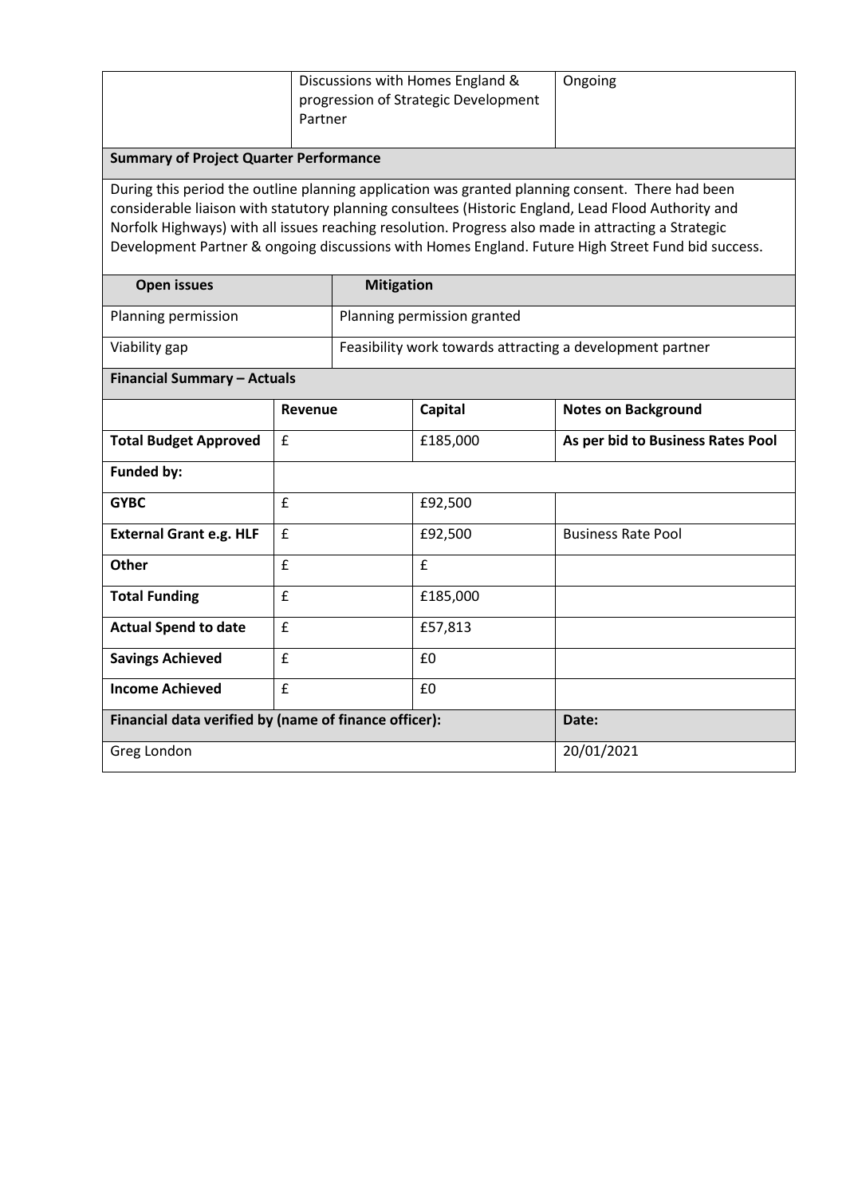| | Discussions with Homes England & progression of Strategic Development Partner | Ongoing |
|---|---|---|

**Summary of Project Quarter Performance**

During this period the outline planning application was granted planning consent. There had been considerable liaison with statutory planning consultees (Historic England, Lead Flood Authority and Norfolk Highways) with all issues reaching resolution. Progress also made in attracting a Strategic Development Partner & ongoing discussions with Homes England. Future High Street Fund bid success.

| Open issues | Mitigation |
|---|---|
| Planning permission | Planning permission granted |
| Viability gap | Feasibility work towards attracting a development partner |

**Financial Summary – Actuals**

| | Revenue | Capital | Notes on Background |
|---|---|---|---|
| **Total Budget Approved** | £ | £185,000 | **As per bid to Business Rates Pool** |
| **Funded by:** | | | |
| **GYBC** | £ | £92,500 | |
| **External Grant e.g. HLF** | £ | £92,500 | Business Rate Pool |
| **Other** | £ | £ | |
| **Total Funding** | £ | £185,000 | |
| **Actual Spend to date** | £ | £57,813 | |
| **Savings Achieved** | £ | £0 | |
| **Income Achieved** | £ | £0 | |

| Financial data verified by (name of finance officer): | Date: |
|---|---|
| Greg London | 20/01/2021 |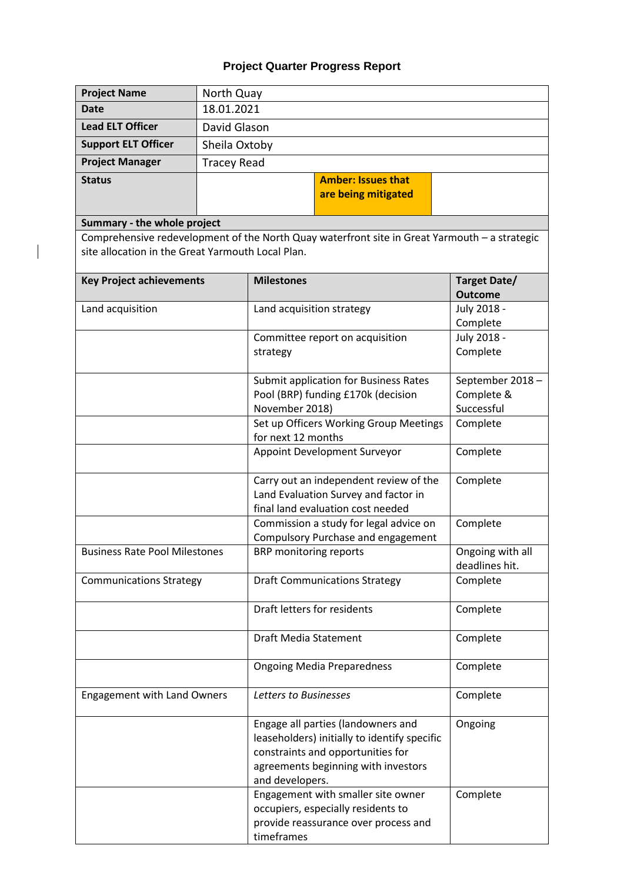**Project Quarter Progress Report**

| | |
|---|---|
| **Project Name** | North Quay |
| **Date** | 18.01.2021 |
| **Lead ELT Officer** | David Glason |
| **Support ELT Officer** | Sheila Oxtoby |
| **Project Manager** | Tracey Read |
| **Status** | **Amber: Issues that are being mitigated** |

**Summary - the whole project**

Comprehensive redevelopment of the North Quay waterfront site in Great Yarmouth – a strategic site allocation in the Great Yarmouth Local Plan.

| Key Project achievements | Milestones | Target Date/ Outcome |
|---|---|---|
| Land acquisition | Land acquisition strategy | July 2018 - Complete |
| | Committee report on acquisition strategy | July 2018 - Complete |
| | Submit application for Business Rates Pool (BRP) funding £170k (decision November 2018) | September 2018 – Complete & Successful |
| | Set up Officers Working Group Meetings for next 12 months | Complete |
| | Appoint Development Surveyor | Complete |
| | Carry out an independent review of the Land Evaluation Survey and factor in final land evaluation cost needed | Complete |
| | Commission a study for legal advice on Compulsory Purchase and engagement | Complete |
| Business Rate Pool Milestones | BRP monitoring reports | Ongoing with all deadlines hit. |
| Communications Strategy | Draft Communications Strategy | Complete |
| | Draft letters for residents | Complete |
| | Draft Media Statement | Complete |
| | Ongoing Media Preparedness | Complete |
| Engagement with Land Owners | *Letters to Businesses* | Complete |
| | Engage all parties (landowners and leaseholders) initially to identify specific constraints and opportunities for agreements beginning with investors and developers. | Ongoing |
| | Engagement with smaller site owner occupiers, especially residents to provide reassurance over process and timeframes | Complete |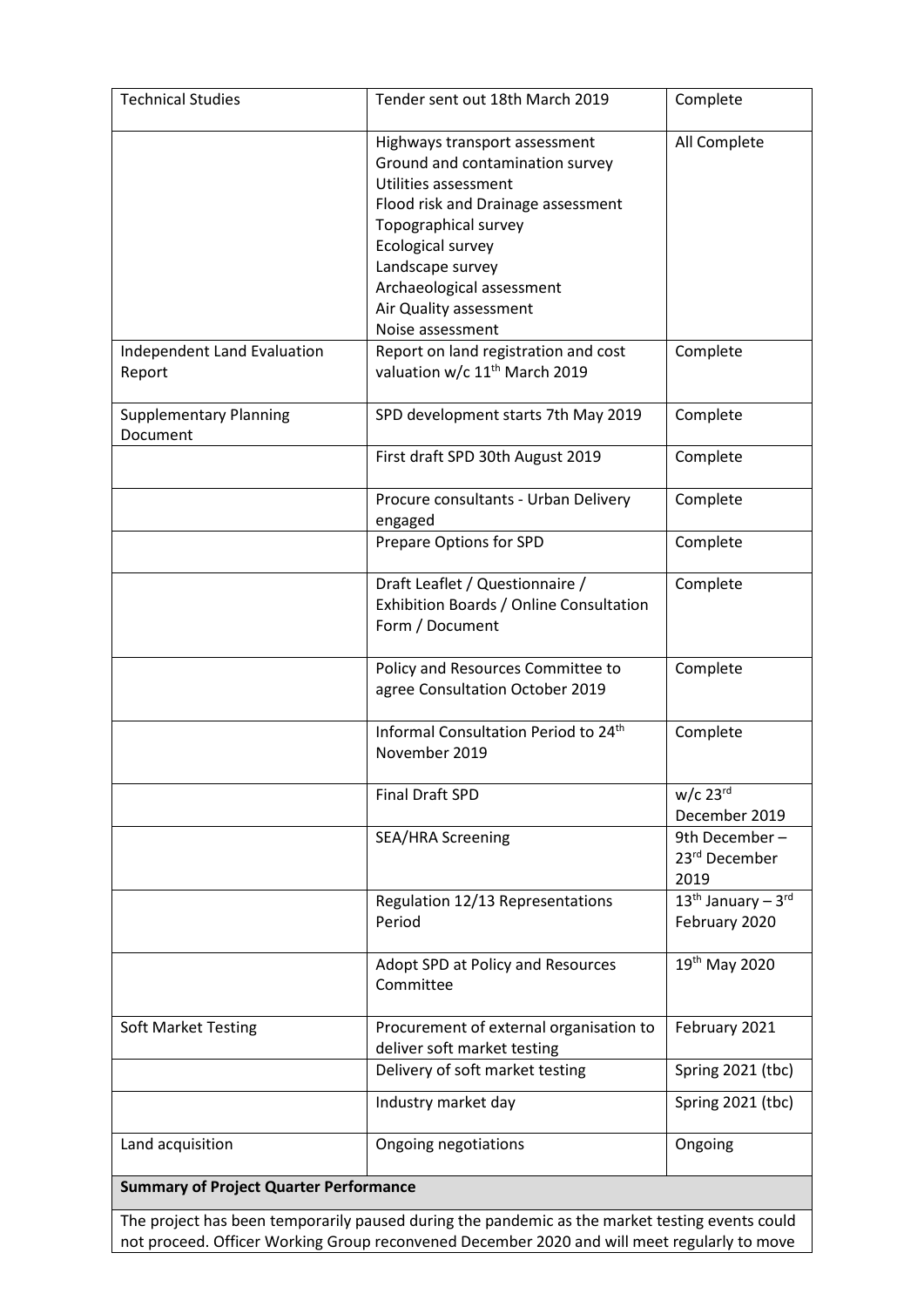| Technical Studies | Tender sent out 18th March 2019 | Complete |
|---|---|---|
| | Highways transport assessment<br>Ground and contamination survey<br>Utilities assessment<br>Flood risk and Drainage assessment<br>Topographical survey<br>Ecological survey<br>Landscape survey<br>Archaeological assessment<br>Air Quality assessment<br>Noise assessment | All Complete |
| Independent Land Evaluation Report | Report on land registration and cost valuation w/c 11th March 2019 | Complete |
| Supplementary Planning Document | SPD development starts 7th May 2019 | Complete |
| | First draft SPD 30th August 2019 | Complete |
| | Procure consultants - Urban Delivery engaged | Complete |
| | Prepare Options for SPD | Complete |
| | Draft Leaflet / Questionnaire / Exhibition Boards / Online Consultation Form / Document | Complete |
| | Policy and Resources Committee to agree Consultation October 2019 | Complete |
| | Informal Consultation Period to 24th November 2019 | Complete |
| | Final Draft SPD | w/c 23rd December 2019 |
| | SEA/HRA Screening | 9th December – 23rd December 2019 |
| | Regulation 12/13 Representations Period | 13th January – 3rd February 2020 |
| | Adopt SPD at Policy and Resources Committee | 19th May 2020 |
| Soft Market Testing | Procurement of external organisation to deliver soft market testing | February 2021 |
| | Delivery of soft market testing | Spring 2021 (tbc) |
| | Industry market day | Spring 2021 (tbc) |
| Land acquisition | Ongoing negotiations | Ongoing |

**Summary of Project Quarter Performance**

The project has been temporarily paused during the pandemic as the market testing events could not proceed. Officer Working Group reconvened December 2020 and will meet regularly to move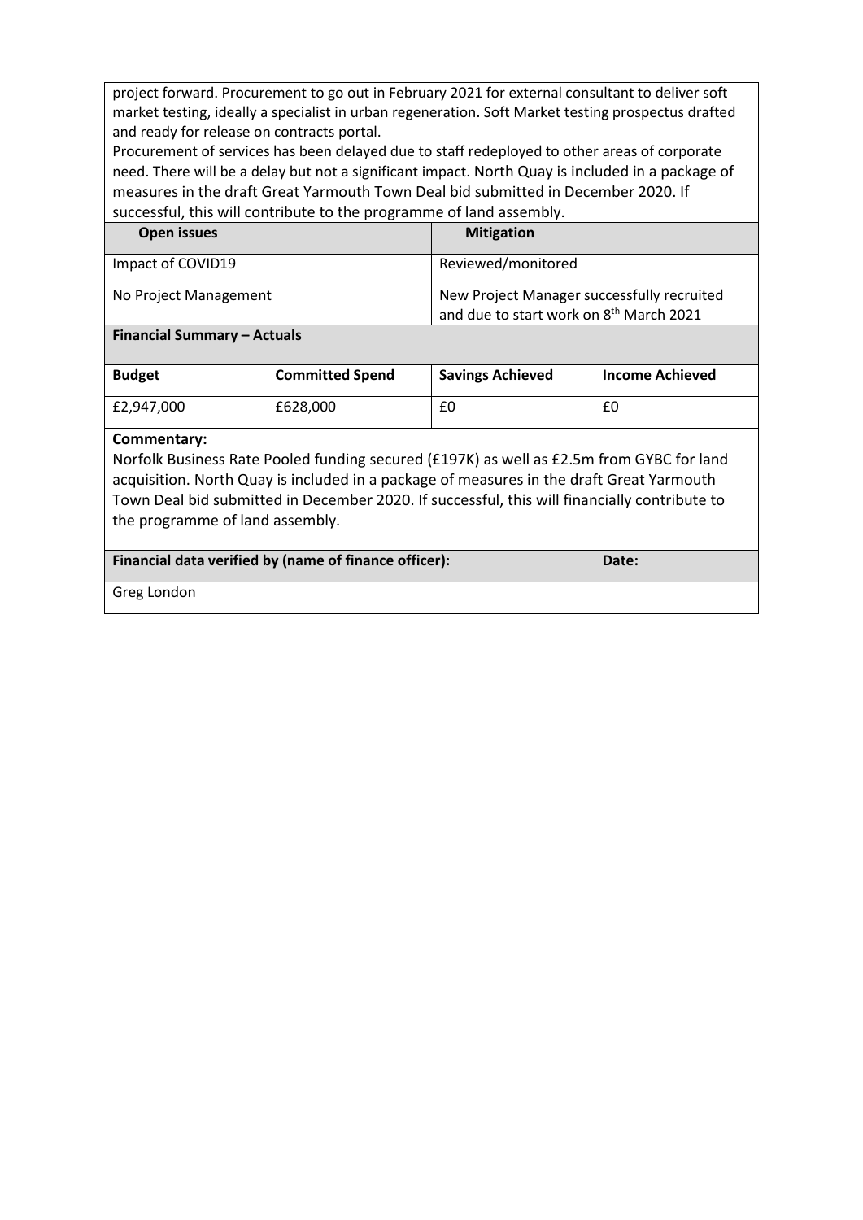project forward. Procurement to go out in February 2021 for external consultant to deliver soft market testing, ideally a specialist in urban regeneration. Soft Market testing prospectus drafted and ready for release on contracts portal.

Procurement of services has been delayed due to staff redeployed to other areas of corporate need. There will be a delay but not a significant impact. North Quay is included in a package of measures in the draft Great Yarmouth Town Deal bid submitted in December 2020. If successful, this will contribute to the programme of land assembly.

| Open issues | Mitigation |
|---|---|
| Impact of COVID19 | Reviewed/monitored |
| No Project Management | New Project Manager successfully recruited and due to start work on 8th March 2021 |

**Financial Summary – Actuals**

| Budget | Committed Spend | Savings Achieved | Income Achieved |
|---|---|---|---|
| £2,947,000 | £628,000 | £0 | £0 |

**Commentary:**

Norfolk Business Rate Pooled funding secured (£197K) as well as £2.5m from GYBC for land acquisition. North Quay is included in a package of measures in the draft Great Yarmouth Town Deal bid submitted in December 2020. If successful, this will financially contribute to the programme of land assembly.

| Financial data verified by (name of finance officer): | Date: |
|---|---|
| Greg London | |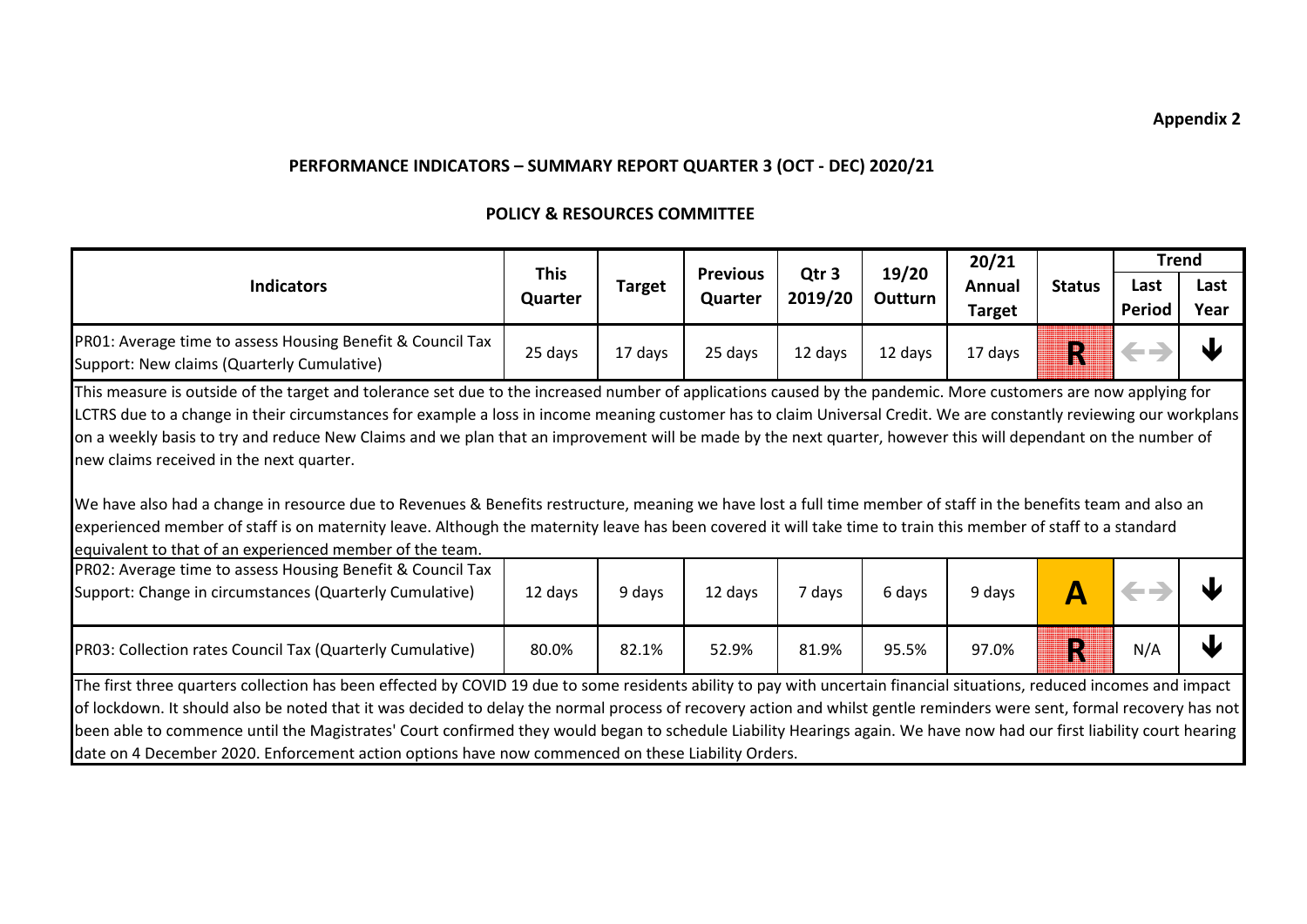**Appendix 2**

## PERFORMANCE INDICATORS – SUMMARY REPORT QUARTER 3 (OCT - DEC) 2020/21

### POLICY & RESOURCES COMMITTEE

| Indicators | This Quarter | Target | Previous Quarter | Qtr 3 2019/20 | 19/20 Outturn | 20/21 Annual Target | Status | Trend | |
|---|---|---|---|---|---|---|---|---|---|
| | | | | | | | | Last Period | Last Year |
| PR01: Average time to assess Housing Benefit & Council Tax Support: New claims (Quarterly Cumulative) | 25 days | 17 days | 25 days | 12 days | 12 days | 17 days | R | ⇔ | ↓ |
| This measure is outside of the target and tolerance set due to the increased number of applications caused by the pandemic. More customers are now applying for LCTRS due to a change in their circumstances for example a loss in income meaning customer has to claim Universal Credit. We are constantly reviewing our workplans on a weekly basis to try and reduce New Claims and we plan that an improvement will be made by the next quarter, however this will dependant on the number of new claims received in the next quarter. We have also had a change in resource due to Revenues & Benefits restructure, meaning we have lost a full time member of staff in the benefits team and also an experienced member of staff is on maternity leave. Although the maternity leave has been covered it will take time to train this member of staff to a standard equivalent to that of an experienced member of the team. | | | | | | | | | |
| PR02: Average time to assess Housing Benefit & Council Tax Support: Change in circumstances (Quarterly Cumulative) | 12 days | 9 days | 12 days | 7 days | 6 days | 9 days | A | ⇔ | ↓ |
| PR03: Collection rates Council Tax (Quarterly Cumulative) | 80.0% | 82.1% | 52.9% | 81.9% | 95.5% | 97.0% | R | N/A | ↓ |
| The first three quarters collection has been effected by COVID 19 due to some residents ability to pay with uncertain financial situations, reduced incomes and impact of lockdown. It should also be noted that it was decided to delay the normal process of recovery action and whilst gentle reminders were sent, formal recovery has not been able to commence until the Magistrates' Court confirmed they would began to schedule Liability Hearings again. We have now had our first liability court hearing date on 4 December 2020. Enforcement action options have now commenced on these Liability Orders. | | | | | | | | | |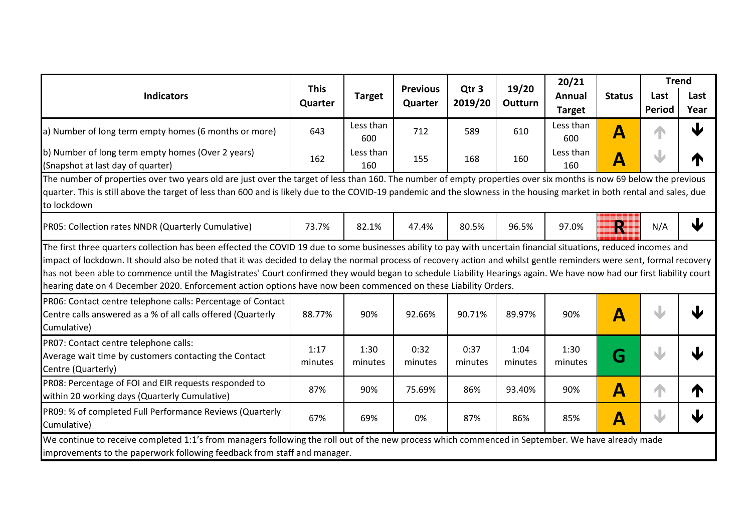| Indicators | This Quarter | Target | Previous Quarter | Qtr 3 2019/20 | 19/20 Outturn | 20/21 Annual Target | Status | Trend | |
|---|---|---|---|---|---|---|---|---|---|
| | | | | | | | | Last Period | Last Year |
| a) Number of long term empty homes (6 months or more) | 643 | Less than 600 | 712 | 589 | 610 | Less than 600 | A | ↑ | ↓ |
| b) Number of long term empty homes (Over 2 years) (Snapshot at last day of quarter) | 162 | Less than 160 | 155 | 168 | 160 | Less than 160 | A | ↓ | ↑ |
| The number of properties over two years old are just over the target of less than 160. The number of empty properties over six months is now 69 below the previous quarter. This is still above the target of less than 600 and is likely due to the COVID-19 pandemic and the slowness in the housing market in both rental and sales, due to lockdown | | | | | | | | | |
| PR05: Collection rates NNDR (Quarterly Cumulative) | 73.7% | 82.1% | 47.4% | 80.5% | 96.5% | 97.0% | R | N/A | ↓ |
| The first three quarters collection has been effected the COVID 19 due to some businesses ability to pay with uncertain financial situations, reduced incomes and impact of lockdown. It should also be noted that it was decided to delay the normal process of recovery action and whilst gentle reminders were sent, formal recovery has not been able to commence until the Magistrates' Court confirmed they would began to schedule Liability Hearings again. We have now had our first liability court hearing date on 4 December 2020. Enforcement action options have now been commenced on these Liability Orders. | | | | | | | | | |
| PR06: Contact centre telephone calls: Percentage of Contact Centre calls answered as a % of all calls offered (Quarterly Cumulative) | 88.77% | 90% | 92.66% | 90.71% | 89.97% | 90% | A | ↓ | ↓ |
| PR07: Contact centre telephone calls: Average wait time by customers contacting the Contact Centre (Quarterly) | 1:17 minutes | 1:30 minutes | 0:32 minutes | 0:37 minutes | 1:04 minutes | 1:30 minutes | G | ↓ | ↓ |
| PR08: Percentage of FOI and EIR requests responded to within 20 working days (Quarterly Cumulative) | 87% | 90% | 75.69% | 86% | 93.40% | 90% | A | ↑ | ↑ |
| PR09: % of completed Full Performance Reviews (Quarterly Cumulative) | 67% | 69% | 0% | 87% | 86% | 85% | A | ↓ | ↓ |
| We continue to receive completed 1:1's from managers following the roll out of the new process which commenced in September. We have already made improvements to the paperwork following feedback from staff and manager. | | | | | | | | | |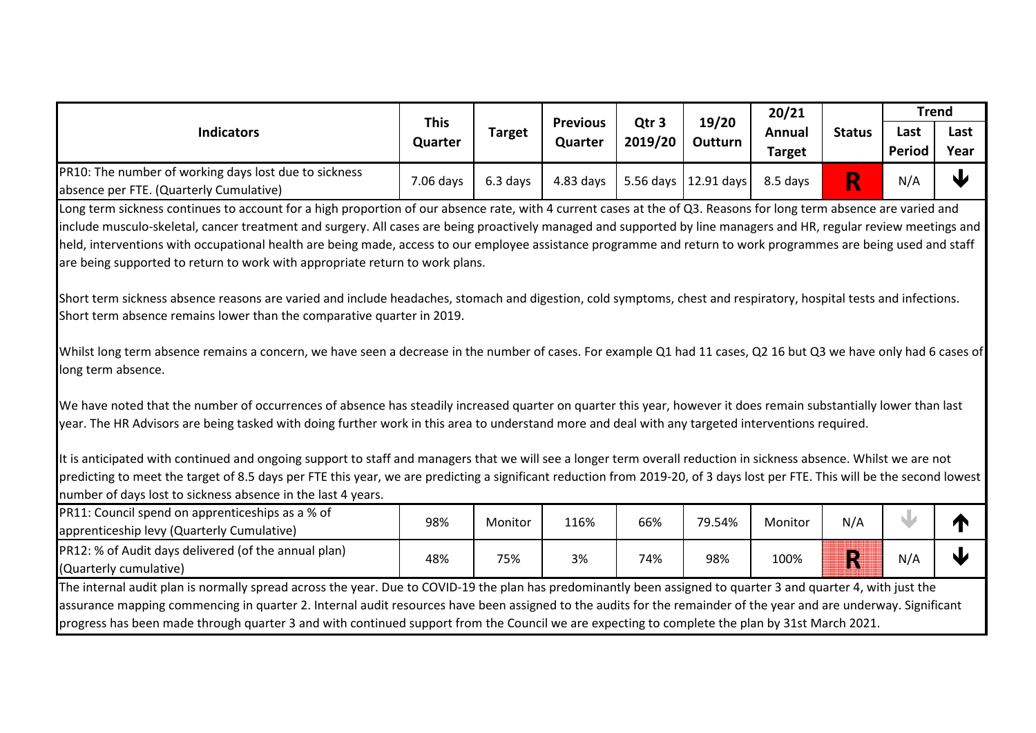| Indicators | This Quarter | Target | Previous Quarter | Qtr 3 2019/20 | 19/20 Outturn | 20/21 Annual Target | Status | Trend | |
|---|---|---|---|---|---|---|---|---|---|
| | | | | | | | | Last Period | Last Year |
| PR10: The number of working days lost due to sickness absence per FTE. (Quarterly Cumulative) | 7.06 days | 6.3 days | 4.83 days | 5.56 days | 12.91 days | 8.5 days | R | N/A | ↓ |

Long term sickness continues to account for a high proportion of our absence rate, with 4 current cases at the of Q3. Reasons for long term absence are varied and include musculo-skeletal, cancer treatment and surgery. All cases are being proactively managed and supported by line managers and HR, regular review meetings and held, interventions with occupational health are being made, access to our employee assistance programme and return to work programmes are being used and staff are being supported to return to work with appropriate return to work plans.

Short term sickness absence reasons are varied and include headaches, stomach and digestion, cold symptoms, chest and respiratory, hospital tests and infections. Short term absence remains lower than the comparative quarter in 2019.

Whilst long term absence remains a concern, we have seen a decrease in the number of cases. For example Q1 had 11 cases, Q2 16 but Q3 we have only had 6 cases of long term absence.

We have noted that the number of occurrences of absence has steadily increased quarter on quarter this year, however it does remain substantially lower than last year. The HR Advisors are being tasked with doing further work in this area to understand more and deal with any targeted interventions required.

It is anticipated with continued and ongoing support to staff and managers that we will see a longer term overall reduction in sickness absence. Whilst we are not predicting to meet the target of 8.5 days per FTE this year, we are predicting a significant reduction from 2019-20, of 3 days lost per FTE. This will be the second lowest number of days lost to sickness absence in the last 4 years.

| Indicators | This Quarter | Target | Previous Quarter | Qtr 3 2019/20 | 19/20 Outturn | 20/21 Annual Target | Status | Last Period | Last Year |
|---|---|---|---|---|---|---|---|---|---|
| PR11: Council spend on apprenticeships as a % of apprenticeship levy (Quarterly Cumulative) | 98% | Monitor | 116% | 66% | 79.54% | Monitor | N/A | ↓ | ↑ |
| PR12: % of Audit days delivered (of the annual plan) (Quarterly cumulative) | 48% | 75% | 3% | 74% | 98% | 100% | R | N/A | ↓ |

The internal audit plan is normally spread across the year. Due to COVID-19 the plan has predominantly been assigned to quarter 3 and quarter 4, with just the assurance mapping commencing in quarter 2. Internal audit resources have been assigned to the audits for the remainder of the year and are underway. Significant progress has been made through quarter 3 and with continued support from the Council we are expecting to complete the plan by 31st March 2021.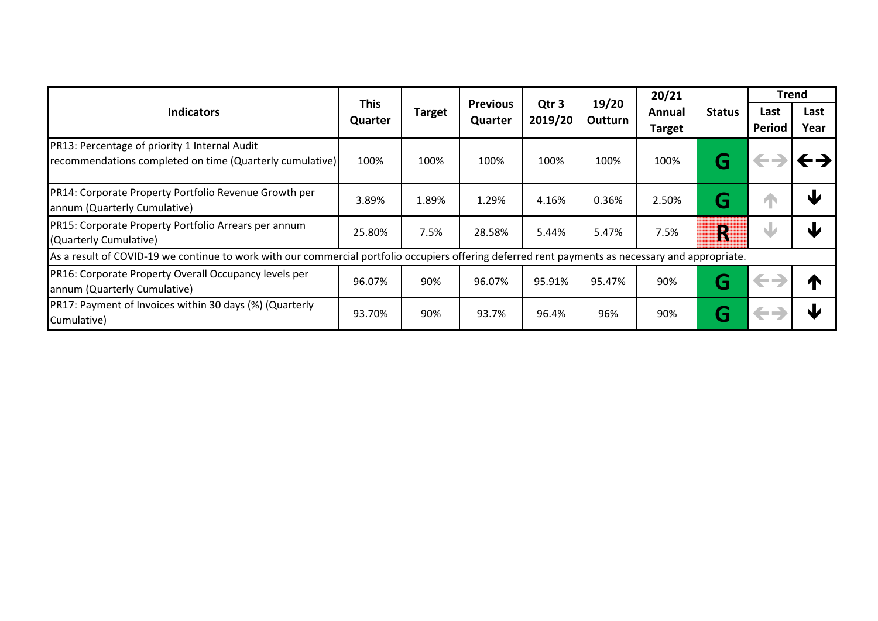| Indicators | This Quarter | Target | Previous Quarter | Qtr 3 2019/20 | 19/20 Outturn | 20/21 Annual Target | Status | Trend | |
|---|---|---|---|---|---|---|---|---|---|
| | | | | | | | | Last Period | Last Year |
| PR13: Percentage of priority 1 Internal Audit recommendations completed on time (Quarterly cumulative) | 100% | 100% | 100% | 100% | 100% | 100% | G | ←→ | ←→ |
| PR14: Corporate Property Portfolio Revenue Growth per annum (Quarterly Cumulative) | 3.89% | 1.89% | 1.29% | 4.16% | 0.36% | 2.50% | G | ↑ | ↓ |
| PR15: Corporate Property Portfolio Arrears per annum (Quarterly Cumulative) | 25.80% | 7.5% | 28.58% | 5.44% | 5.47% | 7.5% | R | ↓ | ↓ |
| As a result of COVID-19 we continue to work with our commercial portfolio occupiers offering deferred rent payments as necessary and appropriate. | | | | | | | | | |
| PR16: Corporate Property Overall Occupancy levels per annum (Quarterly Cumulative) | 96.07% | 90% | 96.07% | 95.91% | 95.47% | 90% | G | ←→ | ↑ |
| PR17: Payment of Invoices within 30 days (%) (Quarterly Cumulative) | 93.70% | 90% | 93.7% | 96.4% | 96% | 90% | G | ←→ | ↓ |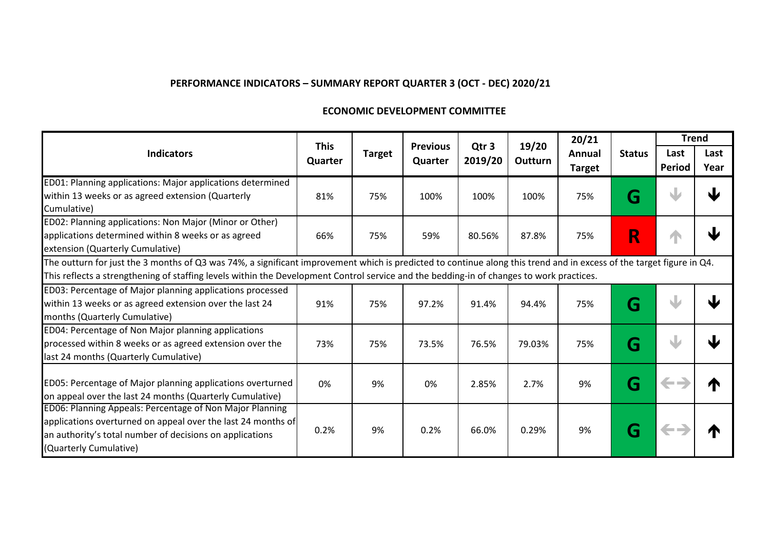**PERFORMANCE INDICATORS – SUMMARY REPORT QUARTER 3 (OCT - DEC) 2020/21**

**ECONOMIC DEVELOPMENT COMMITTEE**

| Indicators | This Quarter | Target | Previous Quarter | Qtr 3 2019/20 | 19/20 Outturn | 20/21 Annual Target | Status | Trend | |
|---|---|---|---|---|---|---|---|---|---|
| | | | | | | | | Last Period | Last Year |
| ED01: Planning applications: Major applications determined within 13 weeks or as agreed extension (Quarterly Cumulative) | 81% | 75% | 100% | 100% | 100% | 75% | G | ↓ | ↓ |
| ED02: Planning applications: Non Major (Minor or Other) applications determined within 8 weeks or as agreed extension (Quarterly Cumulative) | 66% | 75% | 59% | 80.56% | 87.8% | 75% | R | ↑ | ↓ |
| The outturn for just the 3 months of Q3 was 74%, a significant improvement which is predicted to continue along this trend and in excess of the target figure in Q4. This reflects a strengthening of staffing levels within the Development Control service and the bedding-in of changes to work practices. | | | | | | | | | |
| ED03: Percentage of Major planning applications processed within 13 weeks or as agreed extension over the last 24 months (Quarterly Cumulative) | 91% | 75% | 97.2% | 91.4% | 94.4% | 75% | G | ↓ | ↓ |
| ED04: Percentage of Non Major planning applications processed within 8 weeks or as agreed extension over the last 24 months (Quarterly Cumulative) | 73% | 75% | 73.5% | 76.5% | 79.03% | 75% | G | ↓ | ↓ |
| ED05: Percentage of Major planning applications overturned on appeal over the last 24 months (Quarterly Cumulative) | 0% | 9% | 0% | 2.85% | 2.7% | 9% | G | ↔ | ↑ |
| ED06: Planning Appeals: Percentage of Non Major Planning applications overturned on appeal over the last 24 months of an authority's total number of decisions on applications (Quarterly Cumulative) | 0.2% | 9% | 0.2% | 66.0% | 0.29% | 9% | G | ↔ | ↑ |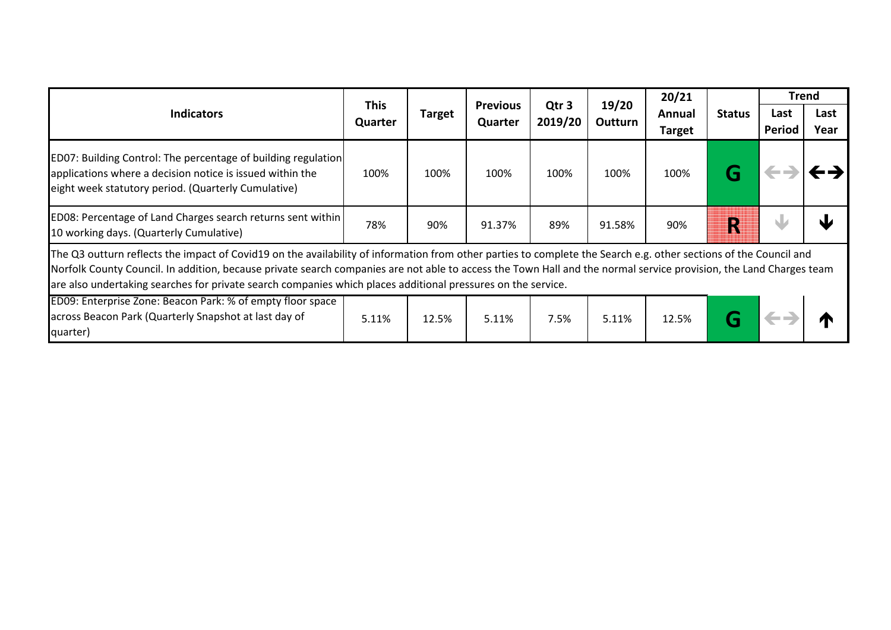| Indicators | This Quarter | Target | Previous Quarter | Qtr 3 2019/20 | 19/20 Outturn | 20/21 Annual Target | Status | Trend | |
|---|---|---|---|---|---|---|---|---|---|
| | | | | | | | | Last Period | Last Year |
| ED07: Building Control: The percentage of building regulation applications where a decision notice is issued within the eight week statutory period. (Quarterly Cumulative) | 100% | 100% | 100% | 100% | 100% | 100% | G | ←→ | ←→ |
| ED08: Percentage of Land Charges search returns sent within 10 working days. (Quarterly Cumulative) | 78% | 90% | 91.37% | 89% | 91.58% | 90% | R | ↓ | ↓ |
| The Q3 outturn reflects the impact of Covid19 on the availability of information from other parties to complete the Search e.g. other sections of the Council and Norfolk County Council. In addition, because private search companies are not able to access the Town Hall and the normal service provision, the Land Charges team are also undertaking searches for private search companies which places additional pressures on the service. | | | | | | | | | |
| ED09: Enterprise Zone: Beacon Park: % of empty floor space across Beacon Park (Quarterly Snapshot at last day of quarter) | 5.11% | 12.5% | 5.11% | 7.5% | 5.11% | 12.5% | G | ←→ | ↑ |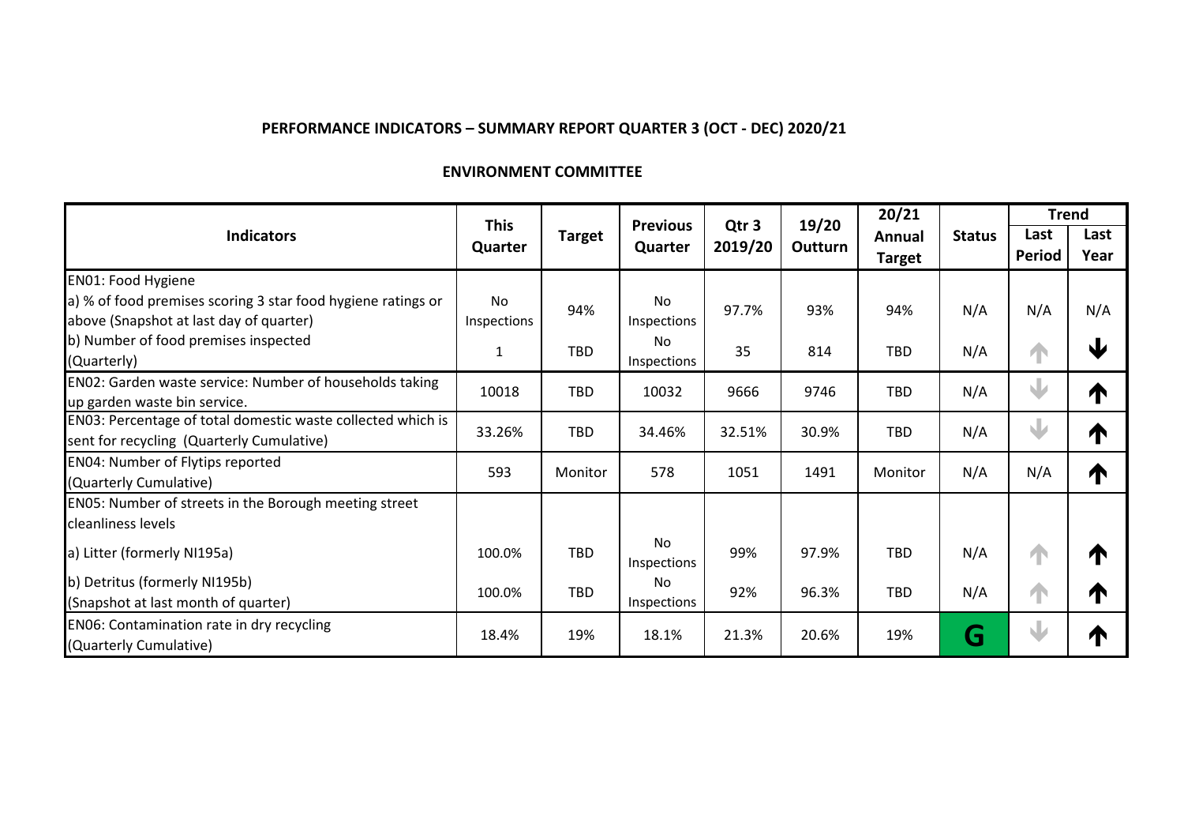**PERFORMANCE INDICATORS – SUMMARY REPORT QUARTER 3 (OCT - DEC) 2020/21**

**ENVIRONMENT COMMITTEE**

| Indicators | This Quarter | Target | Previous Quarter | Qtr 3 2019/20 | 19/20 Outturn | 20/21 Annual Target | Status | Trend | |
|---|---|---|---|---|---|---|---|---|---|
| | | | | | | | | Last Period | Last Year |
| EN01: Food Hygiene<br>a) % of food premises scoring 3 star food hygiene ratings or above (Snapshot at last day of quarter) | No Inspections | 94% | No Inspections | 97.7% | 93% | 94% | N/A | N/A | N/A |
| b) Number of food premises inspected (Quarterly) | 1 | TBD | No Inspections | 35 | 814 | TBD | N/A | ↑ | ↓ |
| EN02: Garden waste service: Number of households taking up garden waste bin service. | 10018 | TBD | 10032 | 9666 | 9746 | TBD | N/A | ↓ | ↑ |
| EN03: Percentage of total domestic waste collected which is sent for recycling (Quarterly Cumulative) | 33.26% | TBD | 34.46% | 32.51% | 30.9% | TBD | N/A | ↓ | ↑ |
| EN04: Number of Flytips reported (Quarterly Cumulative) | 593 | Monitor | 578 | 1051 | 1491 | Monitor | N/A | N/A | ↑ |
| EN05: Number of streets in the Borough meeting street cleanliness levels<br>a) Litter (formerly NI195a) | 100.0% | TBD | No Inspections | 99% | 97.9% | TBD | N/A | ↑ | ↑ |
| b) Detritus (formerly NI195b) (Snapshot at last month of quarter) | 100.0% | TBD | No Inspections | 92% | 96.3% | TBD | N/A | ↑ | ↑ |
| EN06: Contamination rate in dry recycling (Quarterly Cumulative) | 18.4% | 19% | 18.1% | 21.3% | 20.6% | 19% | G | ↓ | ↑ |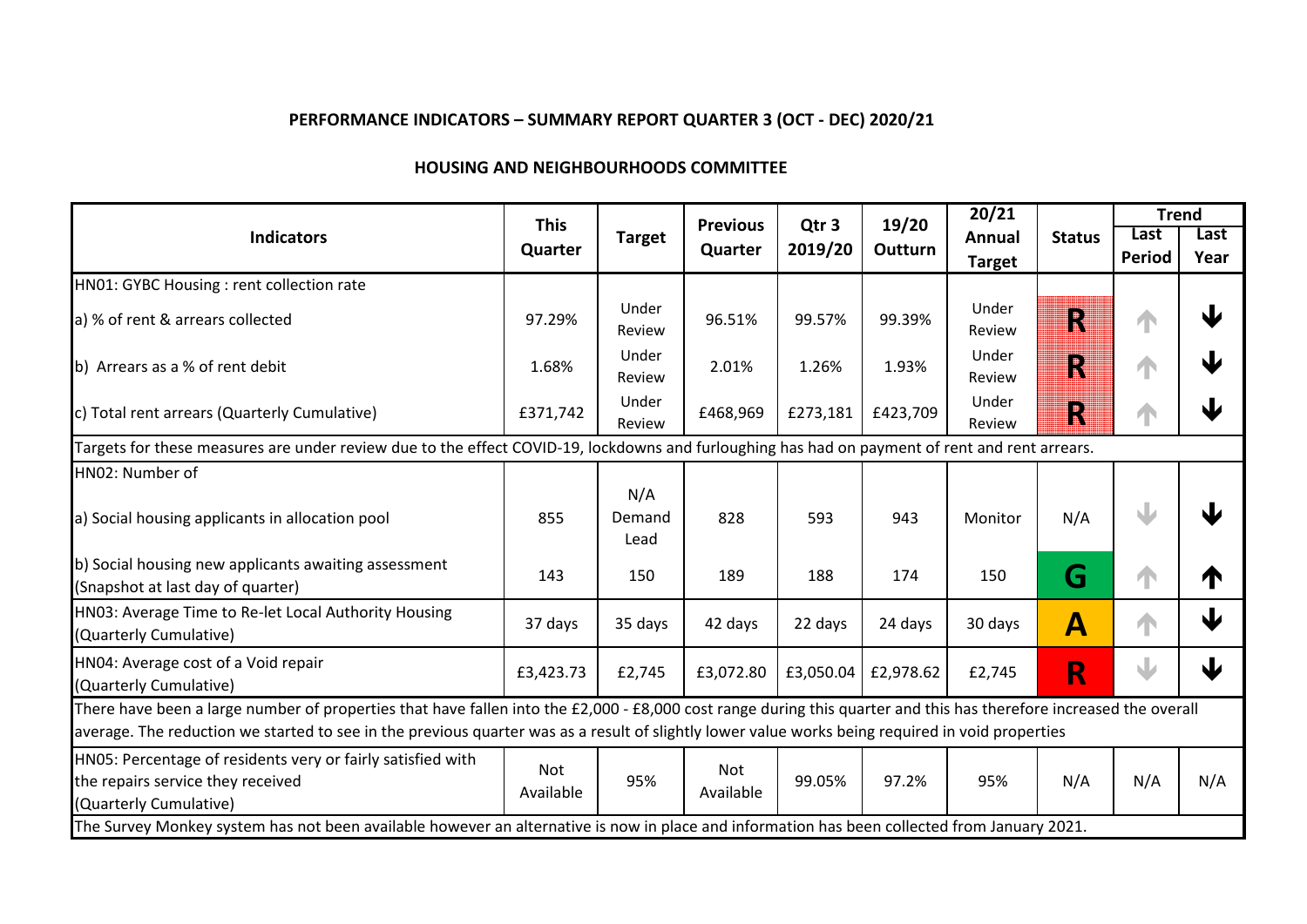**PERFORMANCE INDICATORS – SUMMARY REPORT QUARTER 3 (OCT - DEC) 2020/21**

**HOUSING AND NEIGHBOURHOODS COMMITTEE**

| Indicators | This Quarter | Target | Previous Quarter | Qtr 3 2019/20 | 19/20 Outturn | 20/21 Annual Target | Status | Trend | |
|---|---|---|---|---|---|---|---|---|---|
| | | | | | | | | Last Period | Last Year |
| HN01: GYBC Housing : rent collection rate | | | | | | | | | |
| a) % of rent & arrears collected | 97.29% | Under Review | 96.51% | 99.57% | 99.39% | Under Review | R | ↑ | ↓ |
| b) Arrears as a % of rent debit | 1.68% | Under Review | 2.01% | 1.26% | 1.93% | Under Review | R | ↑ | ↓ |
| c) Total rent arrears (Quarterly Cumulative) | £371,742 | Under Review | £468,969 | £273,181 | £423,709 | Under Review | R | ↑ | ↓ |
| Targets for these measures are under review due to the effect COVID-19, lockdowns and furloughing has had on payment of rent and rent arrears. | | | | | | | | | |
| HN02: Number of | | | | | | | | | |
| a) Social housing applicants in allocation pool | 855 | N/A Demand Lead | 828 | 593 | 943 | Monitor | N/A | ↓ | ↓ |
| b) Social housing new applicants awaiting assessment (Snapshot at last day of quarter) | 143 | 150 | 189 | 188 | 174 | 150 | G | ↑ | ↑ |
| HN03: Average Time to Re-let Local Authority Housing (Quarterly Cumulative) | 37 days | 35 days | 42 days | 22 days | 24 days | 30 days | A | ↑ | ↓ |
| HN04: Average cost of a Void repair (Quarterly Cumulative) | £3,423.73 | £2,745 | £3,072.80 | £3,050.04 | £2,978.62 | £2,745 | R | ↓ | ↓ |
| There have been a large number of properties that have fallen into the £2,000 - £8,000 cost range during this quarter and this has therefore increased the overall average. The reduction we started to see in the previous quarter was as a result of slightly lower value works being required in void properties | | | | | | | | | |
| HN05: Percentage of residents very or fairly satisfied with the repairs service they received (Quarterly Cumulative) | Not Available | 95% | Not Available | 99.05% | 97.2% | 95% | N/A | N/A | N/A |
| The Survey Monkey system has not been available however an alternative is now in place and information has been collected from January 2021. | | | | | | | | | |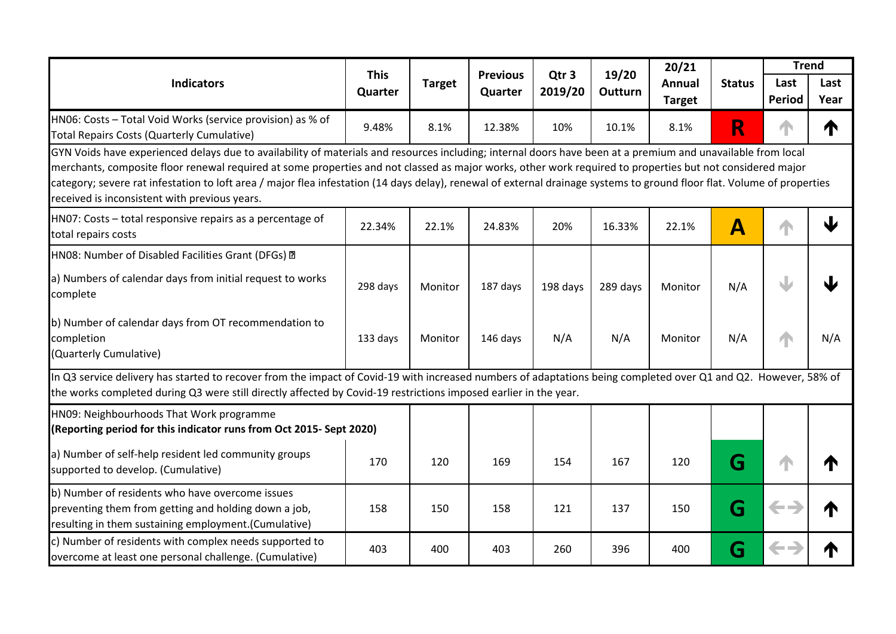| Indicators | This Quarter | Target | Previous Quarter | Qtr 3 2019/20 | 19/20 Outturn | 20/21 Annual Target | Status | Trend | |
|---|---|---|---|---|---|---|---|---|---|
| | | | | | | | | Last Period | Last Year |
| HN06: Costs – Total Void Works (service provision) as % of Total Repairs Costs (Quarterly Cumulative) | 9.48% | 8.1% | 12.38% | 10% | 10.1% | 8.1% | R | ↑ | ↑ |
| GYN Voids have experienced delays due to availability of materials and resources including; internal doors have been at a premium and unavailable from local merchants, composite floor renewal required at some properties and not classed as major works, other work required to properties but not considered major category; severe rat infestation to loft area / major flea infestation (14 days delay), renewal of external drainage systems to ground floor flat. Volume of properties received is inconsistent with previous years. | | | | | | | | | |
| HN07: Costs – total responsive repairs as a percentage of total repairs costs | 22.34% | 22.1% | 24.83% | 20% | 16.33% | 22.1% | A | ↑ | ↓ |
| HN08: Number of Disabled Facilities Grant (DFGs) | | | | | | | | | |
| a) Numbers of calendar days from initial request to works complete | 298 days | Monitor | 187 days | 198 days | 289 days | Monitor | N/A | ↓ | ↓ |
| b) Number of calendar days from OT recommendation to completion (Quarterly Cumulative) | 133 days | Monitor | 146 days | N/A | N/A | Monitor | N/A | ↑ | N/A |
| In Q3 service delivery has started to recover from the impact of Covid-19 with increased numbers of adaptations being completed over Q1 and Q2. However, 58% of the works completed during Q3 were still directly affected by Covid-19 restrictions imposed earlier in the year. | | | | | | | | | |
| HN09: Neighbourhoods That Work programme **(Reporting period for this indicator runs from Oct 2015- Sept 2020)** | | | | | | | | | |
| a) Number of self-help resident led community groups supported to develop. (Cumulative) | 170 | 120 | 169 | 154 | 167 | 120 | G | ↑ | ↑ |
| b) Number of residents who have overcome issues preventing them from getting and holding down a job, resulting in them sustaining employment.(Cumulative) | 158 | 150 | 158 | 121 | 137 | 150 | G | ↔ | ↑ |
| c) Number of residents with complex needs supported to overcome at least one personal challenge. (Cumulative) | 403 | 400 | 403 | 260 | 396 | 400 | G | ↔ | ↑ |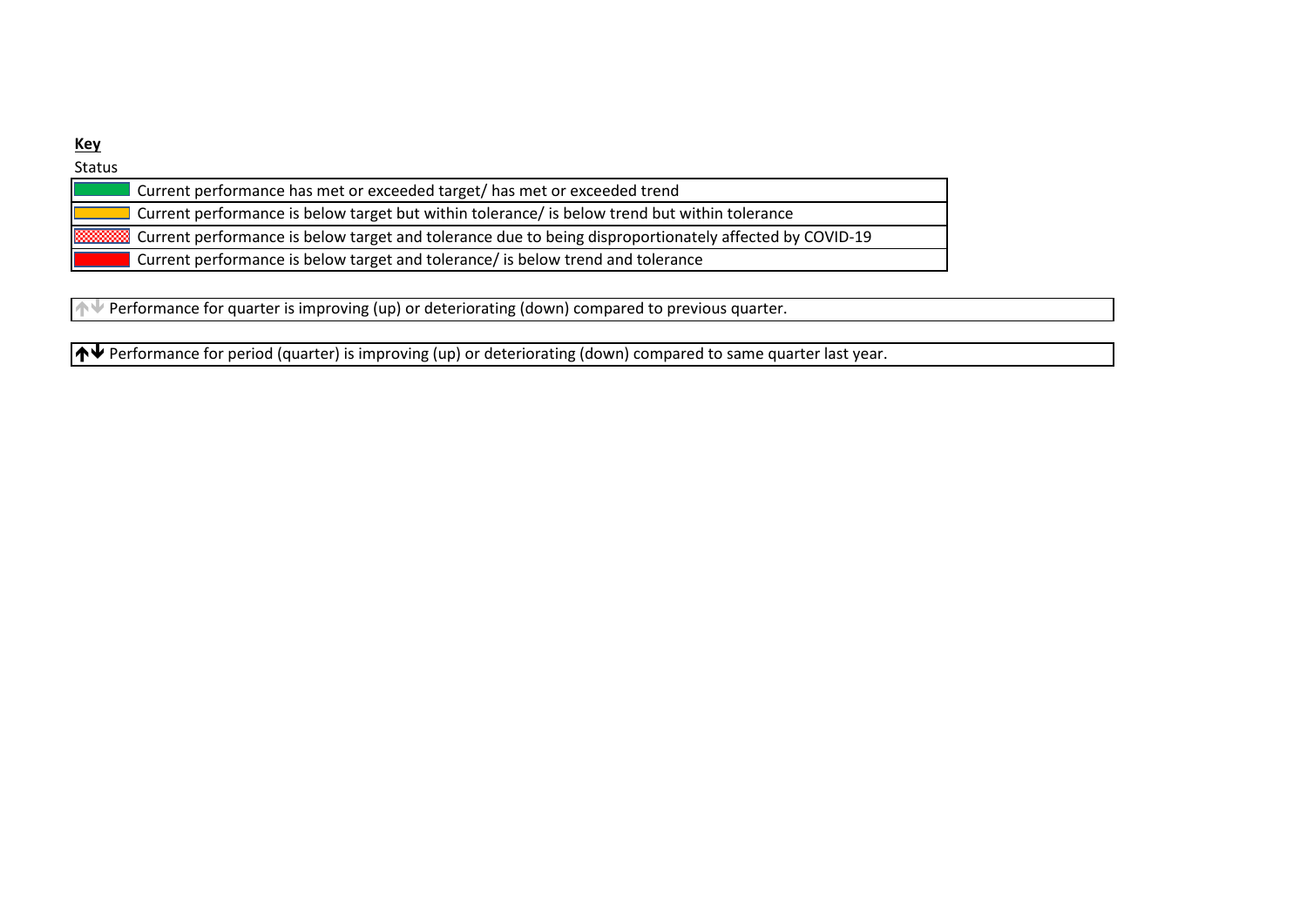**Key**

Status

| | |
|---|---|
| | Current performance has met or exceeded target/ has met or exceeded trend |
| | Current performance is below target but within tolerance/ is below trend but within tolerance |
| | Current performance is below target and tolerance due to being disproportionately affected by COVID-19 |
| | Current performance is below target and tolerance/ is below trend and tolerance |

↑↓ Performance for quarter is improving (up) or deteriorating (down) compared to previous quarter.

↑↓ Performance for period (quarter) is improving (up) or deteriorating (down) compared to same quarter last year.